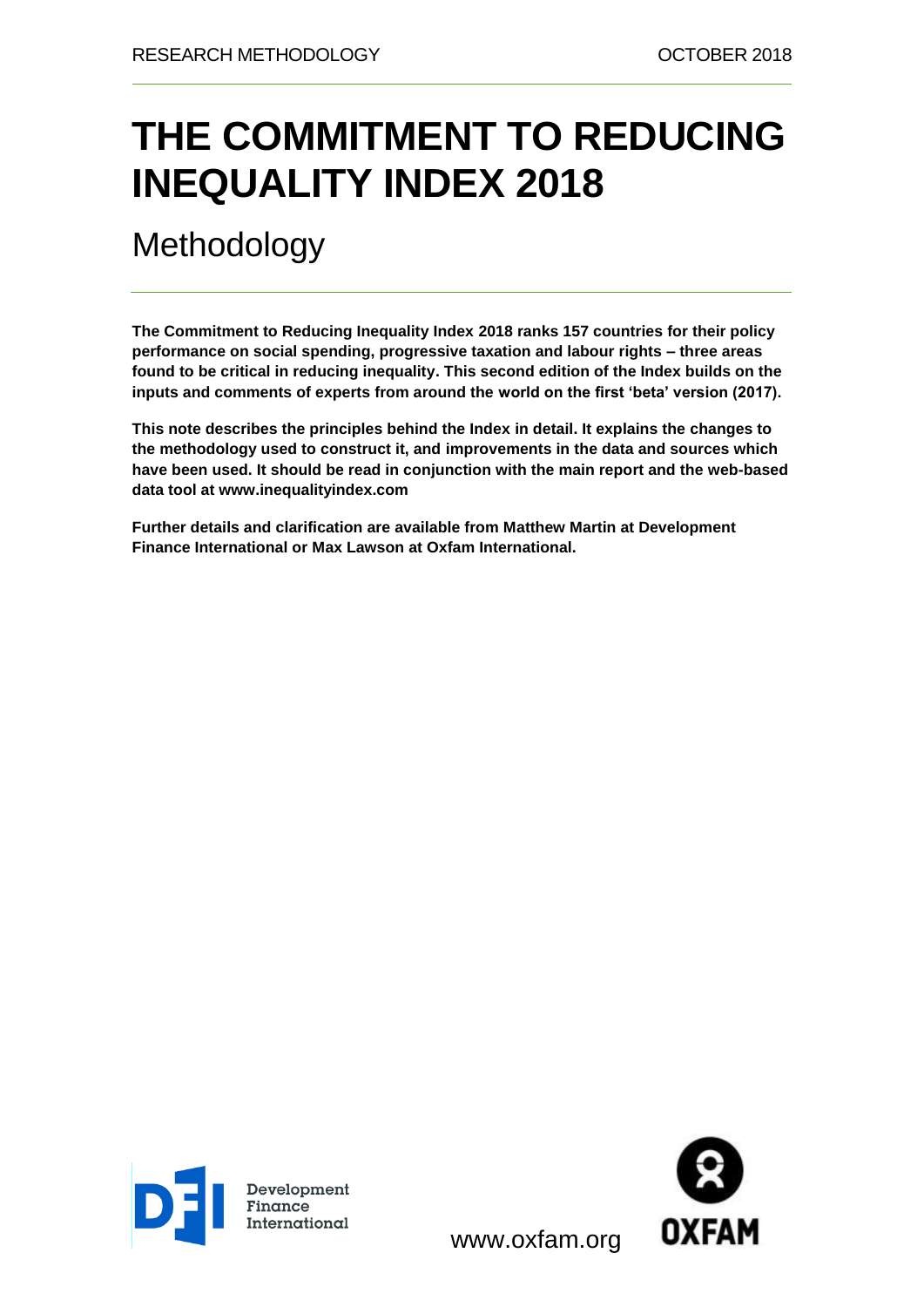RESEARCH METHODOLOGY OCTOBER 2018

# THE COMMITMENT TO REDUCING INEQUALITY INDEX 2018

## Methodology

**The Commitment to Reducing Inequality Index 2018 ranks 157 countries for their policy performance on social spending, progressive taxation and labour rights – three areas found to be critical in reducing inequality. This second edition of the Index builds on the inputs and comments of experts from around the world on the first 'beta' version (2017).**

**This note describes the principles behind the Index in detail. It explains the changes to the methodology used to construct it, and improvements in the data and sources which have been used. It should be read in conjunction with the main report and the web-based data tool at www.inequalityindex.com**

**Further details and clarification are available from Matthew Martin at Development Finance International or Max Lawson at Oxfam International.**

Development Finance International

www.oxfam.org

OXFAM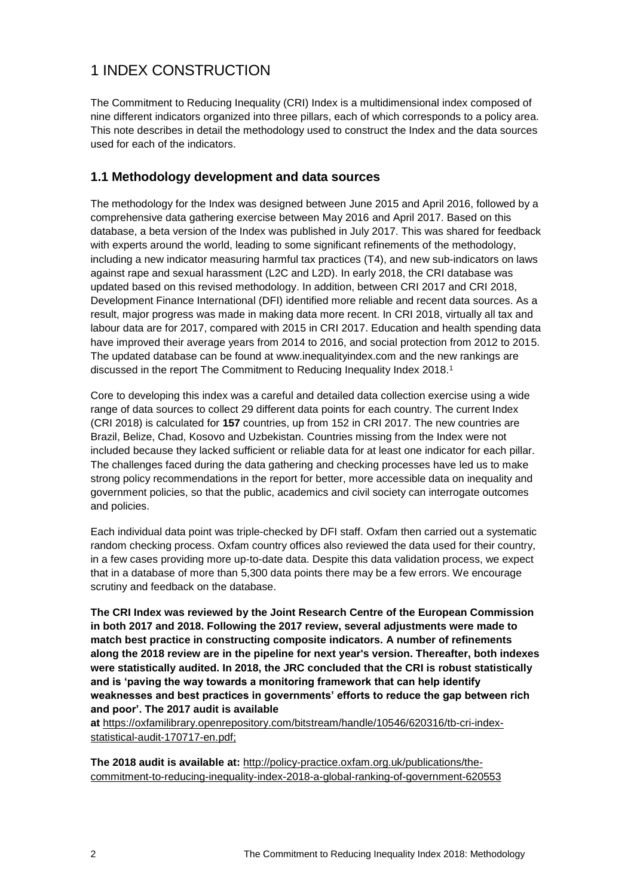# 1 INDEX CONSTRUCTION

The Commitment to Reducing Inequality (CRI) Index is a multidimensional index composed of nine different indicators organized into three pillars, each of which corresponds to a policy area. This note describes in detail the methodology used to construct the Index and the data sources used for each of the indicators.

## 1.1 Methodology development and data sources

The methodology for the Index was designed between June 2015 and April 2016, followed by a comprehensive data gathering exercise between May 2016 and April 2017. Based on this database, a beta version of the Index was published in July 2017. This was shared for feedback with experts around the world, leading to some significant refinements of the methodology, including a new indicator measuring harmful tax practices (T4), and new sub-indicators on laws against rape and sexual harassment (L2C and L2D). In early 2018, the CRI database was updated based on this revised methodology. In addition, between CRI 2017 and CRI 2018, Development Finance International (DFI) identified more reliable and recent data sources. As a result, major progress was made in making data more recent. In CRI 2018, virtually all tax and labour data are for 2017, compared with 2015 in CRI 2017. Education and health spending data have improved their average years from 2014 to 2016, and social protection from 2012 to 2015. The updated database can be found at www.inequalityindex.com and the new rankings are discussed in the report The Commitment to Reducing Inequality Index 2018.[1]

Core to developing this index was a careful and detailed data collection exercise using a wide range of data sources to collect 29 different data points for each country. The current Index (CRI 2018) is calculated for **157** countries, up from 152 in CRI 2017. The new countries are Brazil, Belize, Chad, Kosovo and Uzbekistan. Countries missing from the Index were not included because they lacked sufficient or reliable data for at least one indicator for each pillar. The challenges faced during the data gathering and checking processes have led us to make strong policy recommendations in the report for better, more accessible data on inequality and government policies, so that the public, academics and civil society can interrogate outcomes and policies.

Each individual data point was triple-checked by DFI staff. Oxfam then carried out a systematic random checking process. Oxfam country offices also reviewed the data used for their country, in a few cases providing more up-to-date data. Despite this data validation process, we expect that in a database of more than 5,300 data points there may be a few errors. We encourage scrutiny and feedback on the database.

**The CRI Index was reviewed by the Joint Research Centre of the European Commission in both 2017 and 2018. Following the 2017 review, several adjustments were made to match best practice in constructing composite indicators. A number of refinements along the 2018 review are in the pipeline for next year's version. Thereafter, both indexes were statistically audited. In 2018, the JRC concluded that the CRI is robust statistically and is 'paving the way towards a monitoring framework that can help identify weaknesses and best practices in governments' efforts to reduce the gap between rich and poor'. The 2017 audit is available at** https://oxfamilibrary.openrepository.com/bitstream/handle/10546/620316/tb-cri-index-statistical-audit-170717-en.pdf;

**The 2018 audit is available at:** http://policy-practice.oxfam.org.uk/publications/the-commitment-to-reducing-inequality-index-2018-a-global-ranking-of-government-620553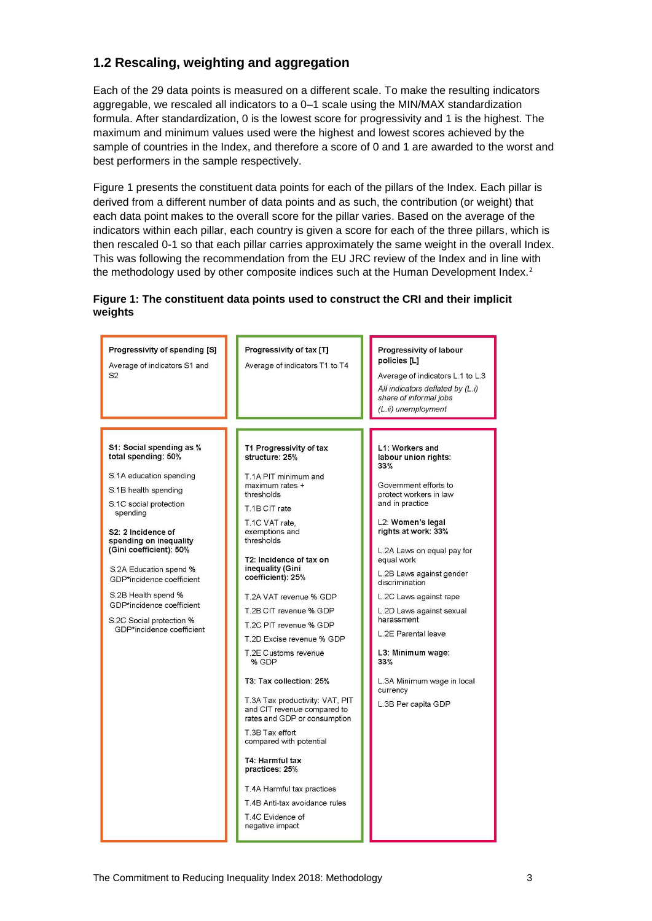## 1.2 Rescaling, weighting and aggregation

Each of the 29 data points is measured on a different scale. To make the resulting indicators aggregable, we rescaled all indicators to a 0–1 scale using the MIN/MAX standardization formula. After standardization, 0 is the lowest score for progressivity and 1 is the highest. The maximum and minimum values used were the highest and lowest scores achieved by the sample of countries in the Index, and therefore a score of 0 and 1 are awarded to the worst and best performers in the sample respectively.

Figure 1 presents the constituent data points for each of the pillars of the Index. Each pillar is derived from a different number of data points and as such, the contribution (or weight) that each data point makes to the overall score for the pillar varies. Based on the average of the indicators within each pillar, each country is given a score for each of the three pillars, which is then rescaled 0-1 so that each pillar carries approximately the same weight in the overall Index. This was following the recommendation from the EU JRC review of the Index and in line with the methodology used by other composite indices such at the Human Development Index.[2]

**Figure 1: The constituent data points used to construct the CRI and their implicit weights**

| Progressivity of spending [S] | Progressivity of tax [T] | Progressivity of labour policies [L] |
|---|---|---|
| Average of indicators S1 and S2 | Average of indicators T1 to T4 | Average of indicators L.1 to L.3<br>*All indicators deflated by (L.i) share of informal jobs (L.ii) unemployment* |
| **S1: Social spending as % total spending: 50%**<br>S.1A education spending<br>S.1B health spending<br>S.1C social protection spending<br>**S2: 2 Incidence of spending on inequality (Gini coefficient): 50%**<br>S.2A Education spend % GDP*incidence coefficient<br>S.2B Health spend % GDP*incidence coefficient<br>S.2C Social protection % GDP*incidence coefficient | **T1 Progressivity of tax structure: 25%**<br>T.1A PIT minimum and maximum rates + thresholds<br>T.1B CIT rate<br>T.1C VAT rate, exemptions and thresholds<br>**T2: Incidence of tax on inequality (Gini coefficient): 25%**<br>T.2A VAT revenue % GDP<br>T.2B CIT revenue % GDP<br>T.2C PIT revenue % GDP<br>T.2D Excise revenue % GDP<br>T.2E Customs revenue % GDP<br>**T3: Tax collection: 25%**<br>T.3A Tax productivity: VAT, PIT and CIT revenue compared to rates and GDP or consumption<br>T.3B Tax effort compared with potential<br>**T4: Harmful tax practices: 25%**<br>T.4A Harmful tax practices<br>T.4B Anti-tax avoidance rules<br>T.4C Evidence of negative impact | **L1: Workers and labour union rights: 33%**<br>Government efforts to protect workers in law and in practice<br>**L2: Women's legal rights at work: 33%**<br>L.2A Laws on equal pay for equal work<br>L.2B Laws against gender discrimination<br>L.2C Laws against rape<br>L.2D Laws against sexual harassment<br>L.2E Parental leave<br>**L3: Minimum wage: 33%**<br>L.3A Minimum wage in local currency<br>L.3B Per capita GDP |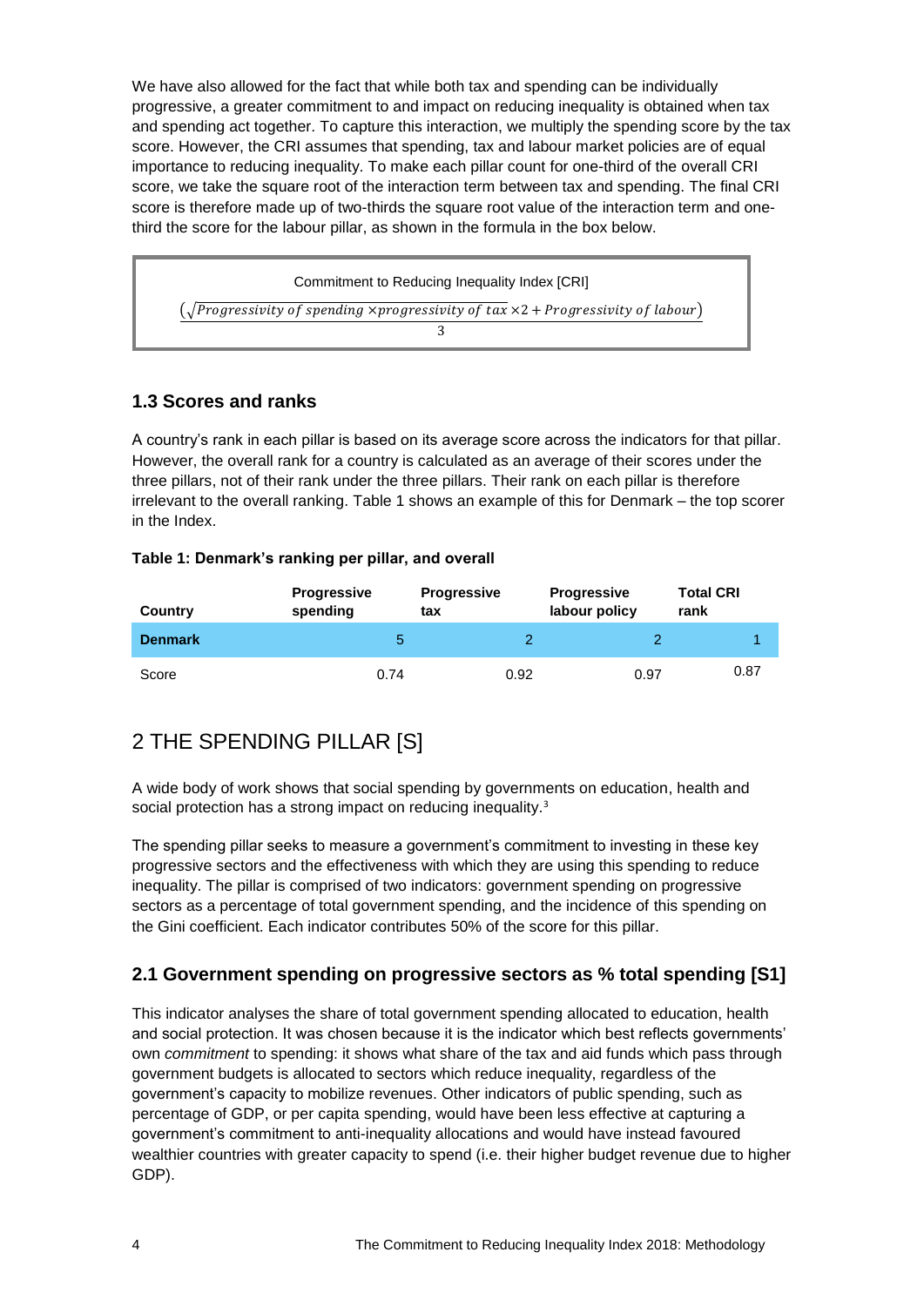We have also allowed for the fact that while both tax and spending can be individually progressive, a greater commitment to and impact on reducing inequality is obtained when tax and spending act together. To capture this interaction, we multiply the spending score by the tax score. However, the CRI assumes that spending, tax and labour market policies are of equal importance to reducing inequality. To make each pillar count for one-third of the overall CRI score, we take the square root of the interaction term between tax and spending. The final CRI score is therefore made up of two-thirds the square root value of the interaction term and one-third the score for the labour pillar, as shown in the formula in the box below.

Commitment to Reducing Inequality Index [CRI]

$$\frac{\left(\sqrt{Progressivity\ of\ spending \times progressivity\ of\ tax} \times 2 + Progressivity\ of\ labour\right)}{3}$$

### 1.3 Scores and ranks

A country's rank in each pillar is based on its average score across the indicators for that pillar. However, the overall rank for a country is calculated as an average of their scores under the three pillars, not of their rank under the three pillars. Their rank on each pillar is therefore irrelevant to the overall ranking. Table 1 shows an example of this for Denmark – the top scorer in the Index.

**Table 1: Denmark's ranking per pillar, and overall**

| Country | Progressive spending | Progressive tax | Progressive labour policy | Total CRI rank |
|---|---|---|---|---|
| **Denmark** | 5 | 2 | 2 | 1 |
| Score | 0.74 | 0.92 | 0.97 | 0.87 |

## 2 THE SPENDING PILLAR [S]

A wide body of work shows that social spending by governments on education, health and social protection has a strong impact on reducing inequality.[3]

The spending pillar seeks to measure a government's commitment to investing in these key progressive sectors and the effectiveness with which they are using this spending to reduce inequality. The pillar is comprised of two indicators: government spending on progressive sectors as a percentage of total government spending, and the incidence of this spending on the Gini coefficient. Each indicator contributes 50% of the score for this pillar.

### 2.1 Government spending on progressive sectors as % total spending [S1]

This indicator analyses the share of total government spending allocated to education, health and social protection. It was chosen because it is the indicator which best reflects governments' own *commitment* to spending: it shows what share of the tax and aid funds which pass through government budgets is allocated to sectors which reduce inequality, regardless of the government's capacity to mobilize revenues. Other indicators of public spending, such as percentage of GDP, or per capita spending, would have been less effective at capturing a government's commitment to anti-inequality allocations and would have instead favoured wealthier countries with greater capacity to spend (i.e. their higher budget revenue due to higher GDP).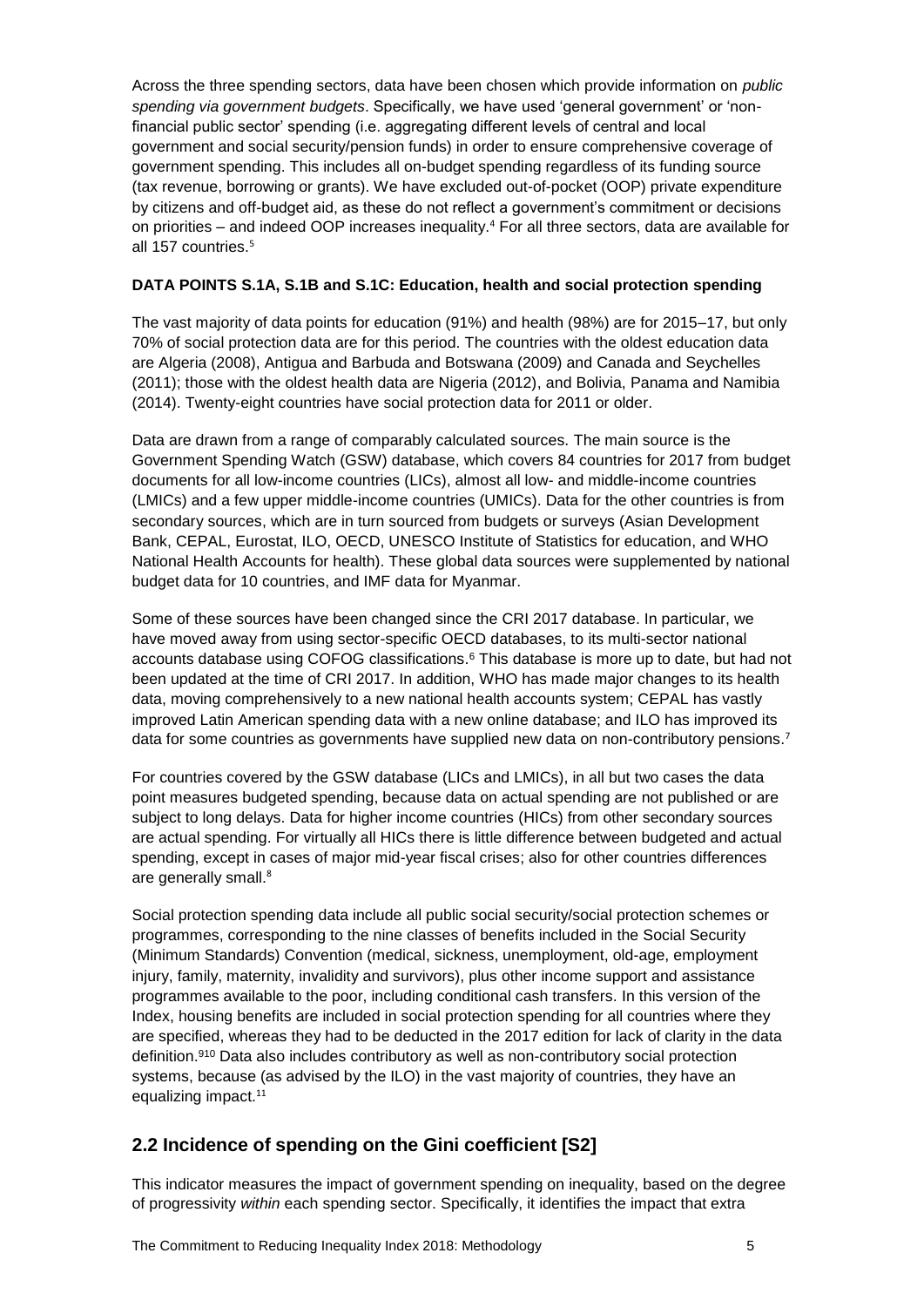Across the three spending sectors, data have been chosen which provide information on *public spending via government budgets*. Specifically, we have used 'general government' or 'non-financial public sector' spending (i.e. aggregating different levels of central and local government and social security/pension funds) in order to ensure comprehensive coverage of government spending. This includes all on-budget spending regardless of its funding source (tax revenue, borrowing or grants). We have excluded out-of-pocket (OOP) private expenditure by citizens and off-budget aid, as these do not reflect a government's commitment or decisions on priorities – and indeed OOP increases inequality.[4] For all three sectors, data are available for all 157 countries.[5]

**DATA POINTS S.1A, S.1B and S.1C: Education, health and social protection spending**

The vast majority of data points for education (91%) and health (98%) are for 2015–17, but only 70% of social protection data are for this period. The countries with the oldest education data are Algeria (2008), Antigua and Barbuda and Botswana (2009) and Canada and Seychelles (2011); those with the oldest health data are Nigeria (2012), and Bolivia, Panama and Namibia (2014). Twenty-eight countries have social protection data for 2011 or older.

Data are drawn from a range of comparably calculated sources. The main source is the Government Spending Watch (GSW) database, which covers 84 countries for 2017 from budget documents for all low-income countries (LICs), almost all low- and middle-income countries (LMICs) and a few upper middle-income countries (UMICs). Data for the other countries is from secondary sources, which are in turn sourced from budgets or surveys (Asian Development Bank, CEPAL, Eurostat, ILO, OECD, UNESCO Institute of Statistics for education, and WHO National Health Accounts for health). These global data sources were supplemented by national budget data for 10 countries, and IMF data for Myanmar.

Some of these sources have been changed since the CRI 2017 database. In particular, we have moved away from using sector-specific OECD databases, to its multi-sector national accounts database using COFOG classifications.[6] This database is more up to date, but had not been updated at the time of CRI 2017. In addition, WHO has made major changes to its health data, moving comprehensively to a new national health accounts system; CEPAL has vastly improved Latin American spending data with a new online database; and ILO has improved its data for some countries as governments have supplied new data on non-contributory pensions.[7]

For countries covered by the GSW database (LICs and LMICs), in all but two cases the data point measures budgeted spending, because data on actual spending are not published or are subject to long delays. Data for higher income countries (HICs) from other secondary sources are actual spending. For virtually all HICs there is little difference between budgeted and actual spending, except in cases of major mid-year fiscal crises; also for other countries differences are generally small.[8]

Social protection spending data include all public social security/social protection schemes or programmes, corresponding to the nine classes of benefits included in the Social Security (Minimum Standards) Convention (medical, sickness, unemployment, old-age, employment injury, family, maternity, invalidity and survivors), plus other income support and assistance programmes available to the poor, including conditional cash transfers. In this version of the Index, housing benefits are included in social protection spending for all countries where they are specified, whereas they had to be deducted in the 2017 edition for lack of clarity in the data definition.[9][10] Data also includes contributory as well as non-contributory social protection systems, because (as advised by the ILO) in the vast majority of countries, they have an equalizing impact.[11]

## 2.2 Incidence of spending on the Gini coefficient [S2]

This indicator measures the impact of government spending on inequality, based on the degree of progressivity *within* each spending sector. Specifically, it identifies the impact that extra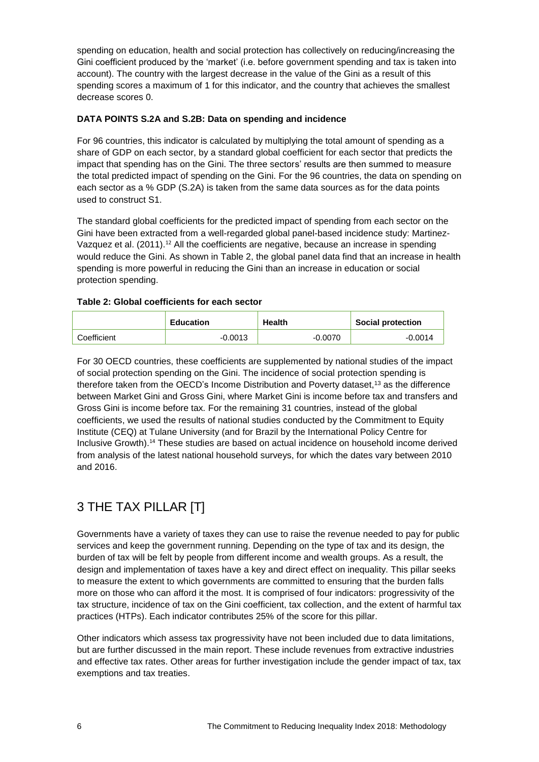spending on education, health and social protection has collectively on reducing/increasing the Gini coefficient produced by the 'market' (i.e. before government spending and tax is taken into account). The country with the largest decrease in the value of the Gini as a result of this spending scores a maximum of 1 for this indicator, and the country that achieves the smallest decrease scores 0.

#### DATA POINTS S.2A and S.2B: Data on spending and incidence

For 96 countries, this indicator is calculated by multiplying the total amount of spending as a share of GDP on each sector, by a standard global coefficient for each sector that predicts the impact that spending has on the Gini. The three sectors' results are then summed to measure the total predicted impact of spending on the Gini. For the 96 countries, the data on spending on each sector as a % GDP (S.2A) is taken from the same data sources as for the data points used to construct S1.

The standard global coefficients for the predicted impact of spending from each sector on the Gini have been extracted from a well-regarded global panel-based incidence study: Martinez-Vazquez et al. (2011).[12] All the coefficients are negative, because an increase in spending would reduce the Gini. As shown in Table 2, the global panel data find that an increase in health spending is more powerful in reducing the Gini than an increase in education or social protection spending.

**Table 2: Global coefficients for each sector**

| | Education | Health | Social protection |
|---|---|---|---|
| Coefficient | -0.0013 | -0.0070 | -0.0014 |

For 30 OECD countries, these coefficients are supplemented by national studies of the impact of social protection spending on the Gini. The incidence of social protection spending is therefore taken from the OECD's Income Distribution and Poverty dataset,[13] as the difference between Market Gini and Gross Gini, where Market Gini is income before tax and transfers and Gross Gini is income before tax. For the remaining 31 countries, instead of the global coefficients, we used the results of national studies conducted by the Commitment to Equity Institute (CEQ) at Tulane University (and for Brazil by the International Policy Centre for Inclusive Growth).[14] These studies are based on actual incidence on household income derived from analysis of the latest national household surveys, for which the dates vary between 2010 and 2016.

## 3 THE TAX PILLAR [T]

Governments have a variety of taxes they can use to raise the revenue needed to pay for public services and keep the government running. Depending on the type of tax and its design, the burden of tax will be felt by people from different income and wealth groups. As a result, the design and implementation of taxes have a key and direct effect on inequality. This pillar seeks to measure the extent to which governments are committed to ensuring that the burden falls more on those who can afford it the most. It is comprised of four indicators: progressivity of the tax structure, incidence of tax on the Gini coefficient, tax collection, and the extent of harmful tax practices (HTPs). Each indicator contributes 25% of the score for this pillar.

Other indicators which assess tax progressivity have not been included due to data limitations, but are further discussed in the main report. These include revenues from extractive industries and effective tax rates. Other areas for further investigation include the gender impact of tax, tax exemptions and tax treaties.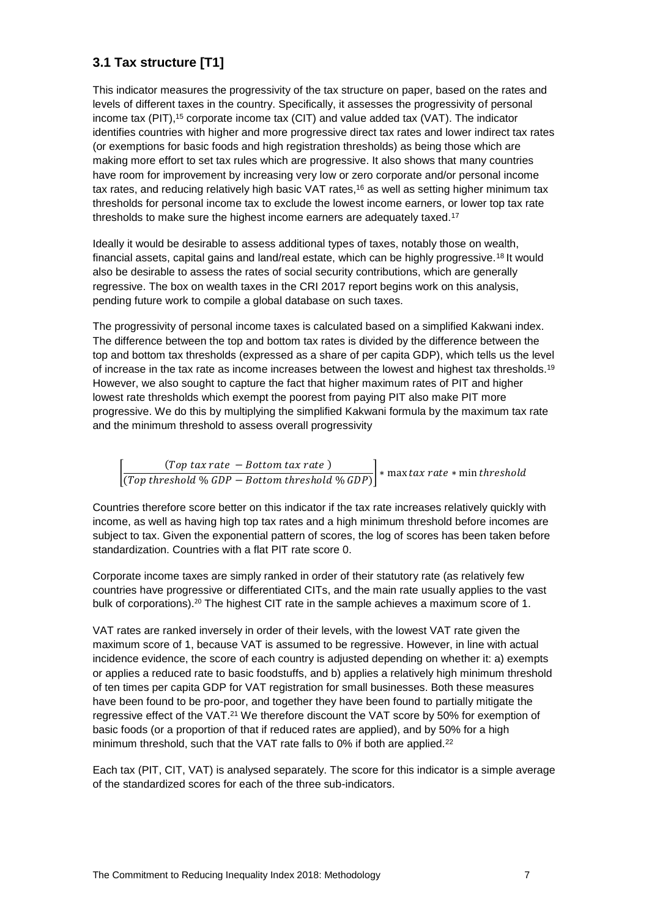## 3.1 Tax structure [T1]

This indicator measures the progressivity of the tax structure on paper, based on the rates and levels of different taxes in the country. Specifically, it assesses the progressivity of personal income tax (PIT),[15] corporate income tax (CIT) and value added tax (VAT). The indicator identifies countries with higher and more progressive direct tax rates and lower indirect tax rates (or exemptions for basic foods and high registration thresholds) as being those which are making more effort to set tax rules which are progressive. It also shows that many countries have room for improvement by increasing very low or zero corporate and/or personal income tax rates, and reducing relatively high basic VAT rates,[16] as well as setting higher minimum tax thresholds for personal income tax to exclude the lowest income earners, or lower top tax rate thresholds to make sure the highest income earners are adequately taxed.[17]

Ideally it would be desirable to assess additional types of taxes, notably those on wealth, financial assets, capital gains and land/real estate, which can be highly progressive.[18] It would also be desirable to assess the rates of social security contributions, which are generally regressive. The box on wealth taxes in the CRI 2017 report begins work on this analysis, pending future work to compile a global database on such taxes.

The progressivity of personal income taxes is calculated based on a simplified Kakwani index. The difference between the top and bottom tax rates is divided by the difference between the top and bottom tax thresholds (expressed as a share of per capita GDP), which tells us the level of increase in the tax rate as income increases between the lowest and highest tax thresholds.[19] However, we also sought to capture the fact that higher maximum rates of PIT and higher lowest rate thresholds which exempt the poorest from paying PIT also make PIT more progressive. We do this by multiplying the simplified Kakwani formula by the maximum tax rate and the minimum threshold to assess overall progressivity

$$\left[\frac{(Top\ tax\ rate\ - Bottom\ tax\ rate\ )}{(Top\ threshold\ \%\ GDP - Bottom\ threshold\ \%\ GDP)}\right] * \max tax\ rate * \min threshold$$

Countries therefore score better on this indicator if the tax rate increases relatively quickly with income, as well as having high top tax rates and a high minimum threshold before incomes are subject to tax. Given the exponential pattern of scores, the log of scores has been taken before standardization. Countries with a flat PIT rate score 0.

Corporate income taxes are simply ranked in order of their statutory rate (as relatively few countries have progressive or differentiated CITs, and the main rate usually applies to the vast bulk of corporations).[20] The highest CIT rate in the sample achieves a maximum score of 1.

VAT rates are ranked inversely in order of their levels, with the lowest VAT rate given the maximum score of 1, because VAT is assumed to be regressive. However, in line with actual incidence evidence, the score of each country is adjusted depending on whether it: a) exempts or applies a reduced rate to basic foodstuffs, and b) applies a relatively high minimum threshold of ten times per capita GDP for VAT registration for small businesses. Both these measures have been found to be pro-poor, and together they have been found to partially mitigate the regressive effect of the VAT.[21] We therefore discount the VAT score by 50% for exemption of basic foods (or a proportion of that if reduced rates are applied), and by 50% for a high minimum threshold, such that the VAT rate falls to 0% if both are applied.[22]

Each tax (PIT, CIT, VAT) is analysed separately. The score for this indicator is a simple average of the standardized scores for each of the three sub-indicators.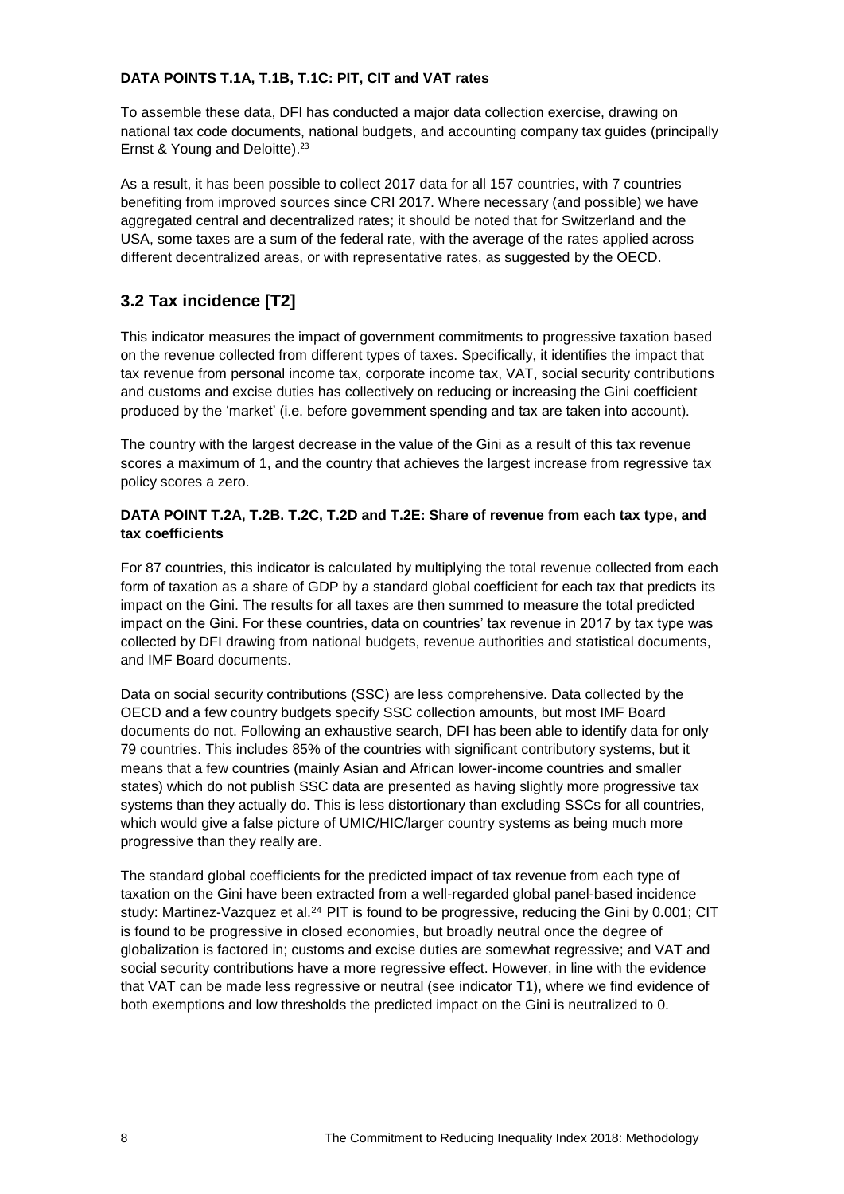**DATA POINTS T.1A, T.1B, T.1C: PIT, CIT and VAT rates**

To assemble these data, DFI has conducted a major data collection exercise, drawing on national tax code documents, national budgets, and accounting company tax guides (principally Ernst & Young and Deloitte).[23]

As a result, it has been possible to collect 2017 data for all 157 countries, with 7 countries benefiting from improved sources since CRI 2017. Where necessary (and possible) we have aggregated central and decentralized rates; it should be noted that for Switzerland and the USA, some taxes are a sum of the federal rate, with the average of the rates applied across different decentralized areas, or with representative rates, as suggested by the OECD.

## 3.2 Tax incidence [T2]

This indicator measures the impact of government commitments to progressive taxation based on the revenue collected from different types of taxes. Specifically, it identifies the impact that tax revenue from personal income tax, corporate income tax, VAT, social security contributions and customs and excise duties has collectively on reducing or increasing the Gini coefficient produced by the 'market' (i.e. before government spending and tax are taken into account).

The country with the largest decrease in the value of the Gini as a result of this tax revenue scores a maximum of 1, and the country that achieves the largest increase from regressive tax policy scores a zero.

**DATA POINT T.2A, T.2B. T.2C, T.2D and T.2E: Share of revenue from each tax type, and tax coefficients**

For 87 countries, this indicator is calculated by multiplying the total revenue collected from each form of taxation as a share of GDP by a standard global coefficient for each tax that predicts its impact on the Gini. The results for all taxes are then summed to measure the total predicted impact on the Gini. For these countries, data on countries' tax revenue in 2017 by tax type was collected by DFI drawing from national budgets, revenue authorities and statistical documents, and IMF Board documents.

Data on social security contributions (SSC) are less comprehensive. Data collected by the OECD and a few country budgets specify SSC collection amounts, but most IMF Board documents do not. Following an exhaustive search, DFI has been able to identify data for only 79 countries. This includes 85% of the countries with significant contributory systems, but it means that a few countries (mainly Asian and African lower-income countries and smaller states) which do not publish SSC data are presented as having slightly more progressive tax systems than they actually do. This is less distortionary than excluding SSCs for all countries, which would give a false picture of UMIC/HIC/larger country systems as being much more progressive than they really are.

The standard global coefficients for the predicted impact of tax revenue from each type of taxation on the Gini have been extracted from a well-regarded global panel-based incidence study: Martinez-Vazquez et al.[24] PIT is found to be progressive, reducing the Gini by 0.001; CIT is found to be progressive in closed economies, but broadly neutral once the degree of globalization is factored in; customs and excise duties are somewhat regressive; and VAT and social security contributions have a more regressive effect. However, in line with the evidence that VAT can be made less regressive or neutral (see indicator T1), where we find evidence of both exemptions and low thresholds the predicted impact on the Gini is neutralized to 0.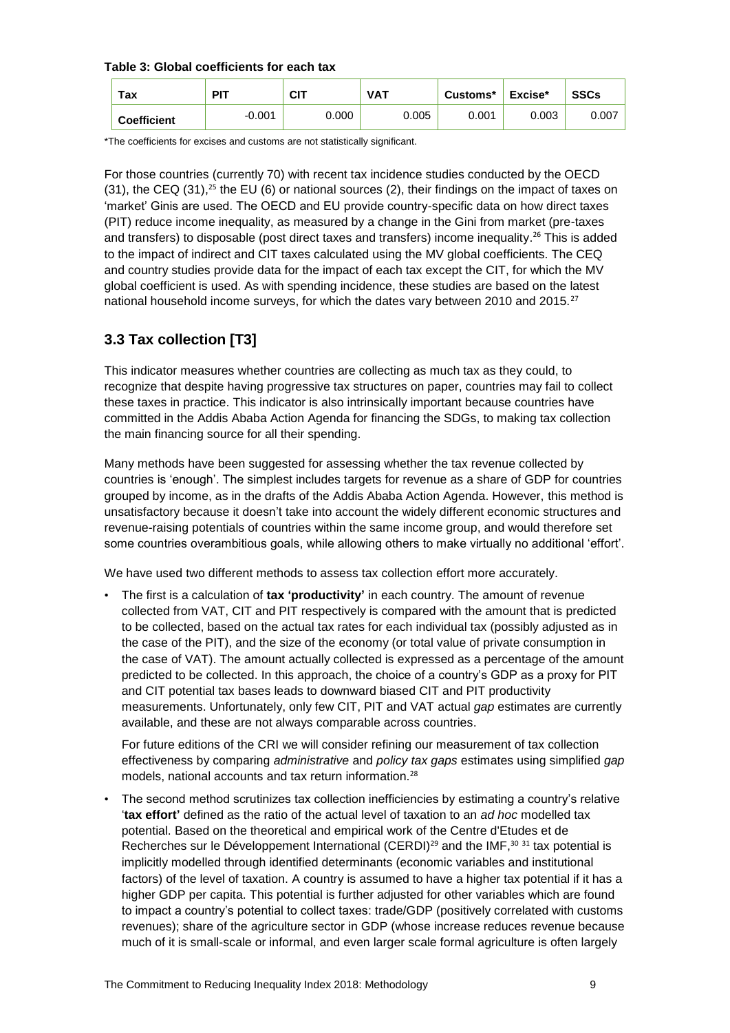**Table 3: Global coefficients for each tax**

| Tax | PIT | CIT | VAT | Customs* | Excise* | SSCs |
|---|---|---|---|---|---|---|
| **Coefficient** | -0.001 | 0.000 | 0.005 | 0.001 | 0.003 | 0.007 |

*The coefficients for excises and customs are not statistically significant.

For those countries (currently 70) with recent tax incidence studies conducted by the OECD (31), the CEQ (31),[25] the EU (6) or national sources (2), their findings on the impact of taxes on 'market' Ginis are used. The OECD and EU provide country-specific data on how direct taxes (PIT) reduce income inequality, as measured by a change in the Gini from market (pre-taxes and transfers) to disposable (post direct taxes and transfers) income inequality.[26] This is added to the impact of indirect and CIT taxes calculated using the MV global coefficients. The CEQ and country studies provide data for the impact of each tax except the CIT, for which the MV global coefficient is used. As with spending incidence, these studies are based on the latest national household income surveys, for which the dates vary between 2010 and 2015.[27]

## 3.3 Tax collection [T3]

This indicator measures whether countries are collecting as much tax as they could, to recognize that despite having progressive tax structures on paper, countries may fail to collect these taxes in practice. This indicator is also intrinsically important because countries have committed in the Addis Ababa Action Agenda for financing the SDGs, to making tax collection the main financing source for all their spending.

Many methods have been suggested for assessing whether the tax revenue collected by countries is 'enough'. The simplest includes targets for revenue as a share of GDP for countries grouped by income, as in the drafts of the Addis Ababa Action Agenda. However, this method is unsatisfactory because it doesn't take into account the widely different economic structures and revenue-raising potentials of countries within the same income group, and would therefore set some countries overambitious goals, while allowing others to make virtually no additional 'effort'.

We have used two different methods to assess tax collection effort more accurately.

- The first is a calculation of **tax 'productivity'** in each country. The amount of revenue collected from VAT, CIT and PIT respectively is compared with the amount that is predicted to be collected, based on the actual tax rates for each individual tax (possibly adjusted as in the case of the PIT), and the size of the economy (or total value of private consumption in the case of VAT). The amount actually collected is expressed as a percentage of the amount predicted to be collected. In this approach, the choice of a country's GDP as a proxy for PIT and CIT potential tax bases leads to downward biased CIT and PIT productivity measurements. Unfortunately, only few CIT, PIT and VAT actual *gap* estimates are currently available, and these are not always comparable across countries.

  For future editions of the CRI we will consider refining our measurement of tax collection effectiveness by comparing *administrative* and *policy tax gaps* estimates using simplified *gap* models, national accounts and tax return information.[28]

- The second method scrutinizes tax collection inefficiencies by estimating a country's relative '**tax effort'** defined as the ratio of the actual level of taxation to an *ad hoc* modelled tax potential. Based on the theoretical and empirical work of the Centre d'Etudes et de Recherches sur le Développement International (CERDI)[29] and the IMF,[30] [31] tax potential is implicitly modelled through identified determinants (economic variables and institutional factors) of the level of taxation. A country is assumed to have a higher tax potential if it has a higher GDP per capita. This potential is further adjusted for other variables which are found to impact a country's potential to collect taxes: trade/GDP (positively correlated with customs revenues); share of the agriculture sector in GDP (whose increase reduces revenue because much of it is small-scale or informal, and even larger scale formal agriculture is often largely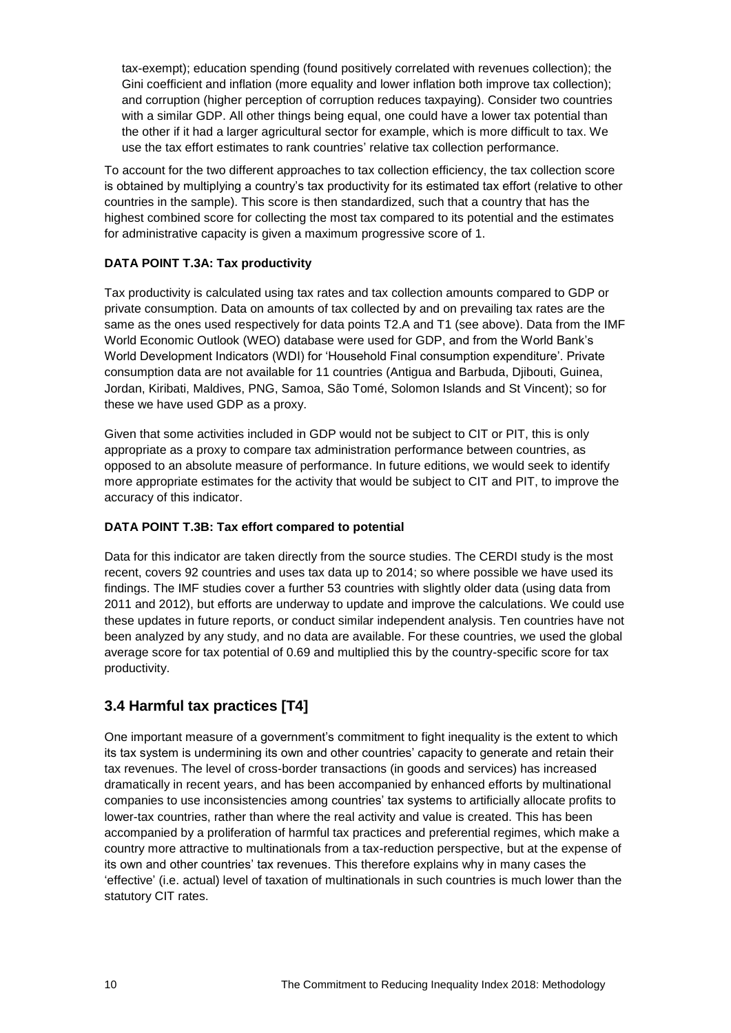tax-exempt); education spending (found positively correlated with revenues collection); the Gini coefficient and inflation (more equality and lower inflation both improve tax collection); and corruption (higher perception of corruption reduces taxpaying). Consider two countries with a similar GDP. All other things being equal, one could have a lower tax potential than the other if it had a larger agricultural sector for example, which is more difficult to tax. We use the tax effort estimates to rank countries' relative tax collection performance.

To account for the two different approaches to tax collection efficiency, the tax collection score is obtained by multiplying a country's tax productivity for its estimated tax effort (relative to other countries in the sample). This score is then standardized, such that a country that has the highest combined score for collecting the most tax compared to its potential and the estimates for administrative capacity is given a maximum progressive score of 1.

**DATA POINT T.3A: Tax productivity**

Tax productivity is calculated using tax rates and tax collection amounts compared to GDP or private consumption. Data on amounts of tax collected by and on prevailing tax rates are the same as the ones used respectively for data points T2.A and T1 (see above). Data from the IMF World Economic Outlook (WEO) database were used for GDP, and from the World Bank's World Development Indicators (WDI) for 'Household Final consumption expenditure'. Private consumption data are not available for 11 countries (Antigua and Barbuda, Djibouti, Guinea, Jordan, Kiribati, Maldives, PNG, Samoa, São Tomé, Solomon Islands and St Vincent); so for these we have used GDP as a proxy.

Given that some activities included in GDP would not be subject to CIT or PIT, this is only appropriate as a proxy to compare tax administration performance between countries, as opposed to an absolute measure of performance. In future editions, we would seek to identify more appropriate estimates for the activity that would be subject to CIT and PIT, to improve the accuracy of this indicator.

**DATA POINT T.3B: Tax effort compared to potential**

Data for this indicator are taken directly from the source studies. The CERDI study is the most recent, covers 92 countries and uses tax data up to 2014; so where possible we have used its findings. The IMF studies cover a further 53 countries with slightly older data (using data from 2011 and 2012), but efforts are underway to update and improve the calculations. We could use these updates in future reports, or conduct similar independent analysis. Ten countries have not been analyzed by any study, and no data are available. For these countries, we used the global average score for tax potential of 0.69 and multiplied this by the country-specific score for tax productivity.

## 3.4 Harmful tax practices [T4]

One important measure of a government's commitment to fight inequality is the extent to which its tax system is undermining its own and other countries' capacity to generate and retain their tax revenues. The level of cross-border transactions (in goods and services) has increased dramatically in recent years, and has been accompanied by enhanced efforts by multinational companies to use inconsistencies among countries' tax systems to artificially allocate profits to lower-tax countries, rather than where the real activity and value is created. This has been accompanied by a proliferation of harmful tax practices and preferential regimes, which make a country more attractive to multinationals from a tax-reduction perspective, but at the expense of its own and other countries' tax revenues. This therefore explains why in many cases the 'effective' (i.e. actual) level of taxation of multinationals in such countries is much lower than the statutory CIT rates.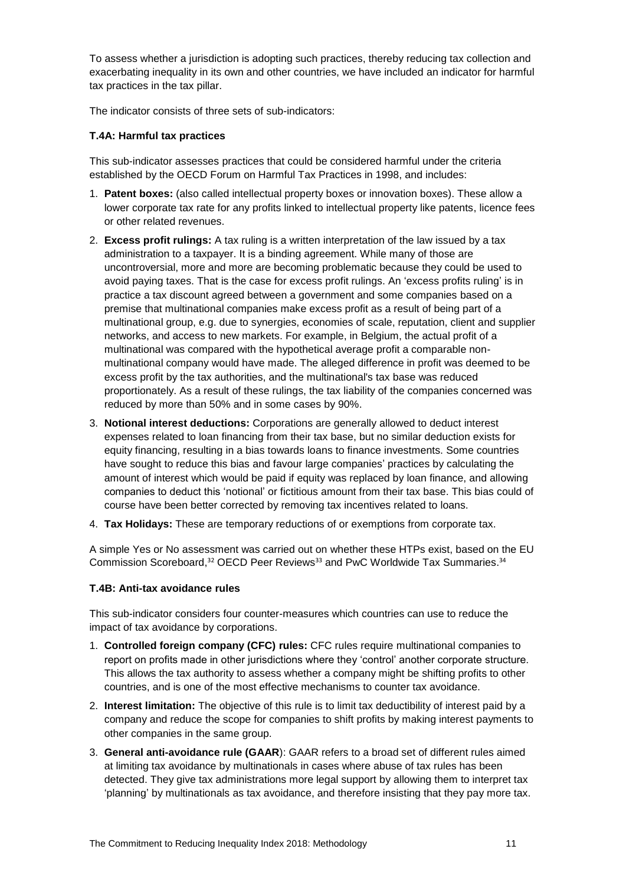To assess whether a jurisdiction is adopting such practices, thereby reducing tax collection and exacerbating inequality in its own and other countries, we have included an indicator for harmful tax practices in the tax pillar.

The indicator consists of three sets of sub-indicators:

#### T.4A: Harmful tax practices

This sub-indicator assesses practices that could be considered harmful under the criteria established by the OECD Forum on Harmful Tax Practices in 1998, and includes:

1. **Patent boxes:** (also called intellectual property boxes or innovation boxes). These allow a lower corporate tax rate for any profits linked to intellectual property like patents, licence fees or other related revenues.
2. **Excess profit rulings:** A tax ruling is a written interpretation of the law issued by a tax administration to a taxpayer. It is a binding agreement. While many of those are uncontroversial, more and more are becoming problematic because they could be used to avoid paying taxes. That is the case for excess profit rulings. An 'excess profits ruling' is in practice a tax discount agreed between a government and some companies based on a premise that multinational companies make excess profit as a result of being part of a multinational group, e.g. due to synergies, economies of scale, reputation, client and supplier networks, and access to new markets. For example, in Belgium, the actual profit of a multinational was compared with the hypothetical average profit a comparable non-multinational company would have made. The alleged difference in profit was deemed to be excess profit by the tax authorities, and the multinational's tax base was reduced proportionately. As a result of these rulings, the tax liability of the companies concerned was reduced by more than 50% and in some cases by 90%.
3. **Notional interest deductions:** Corporations are generally allowed to deduct interest expenses related to loan financing from their tax base, but no similar deduction exists for equity financing, resulting in a bias towards loans to finance investments. Some countries have sought to reduce this bias and favour large companies' practices by calculating the amount of interest which would be paid if equity was replaced by loan finance, and allowing companies to deduct this 'notional' or fictitious amount from their tax base. This bias could of course have been better corrected by removing tax incentives related to loans.
4. **Tax Holidays:** These are temporary reductions of or exemptions from corporate tax.

A simple Yes or No assessment was carried out on whether these HTPs exist, based on the EU Commission Scoreboard,[32] OECD Peer Reviews[33] and PwC Worldwide Tax Summaries.[34]

#### T.4B: Anti-tax avoidance rules

This sub-indicator considers four counter-measures which countries can use to reduce the impact of tax avoidance by corporations.

1. **Controlled foreign company (CFC) rules:** CFC rules require multinational companies to report on profits made in other jurisdictions where they 'control' another corporate structure. This allows the tax authority to assess whether a company might be shifting profits to other countries, and is one of the most effective mechanisms to counter tax avoidance.
2. **Interest limitation:** The objective of this rule is to limit tax deductibility of interest paid by a company and reduce the scope for companies to shift profits by making interest payments to other companies in the same group.
3. **General anti-avoidance rule (GAAR**): GAAR refers to a broad set of different rules aimed at limiting tax avoidance by multinationals in cases where abuse of tax rules has been detected. They give tax administrations more legal support by allowing them to interpret tax 'planning' by multinationals as tax avoidance, and therefore insisting that they pay more tax.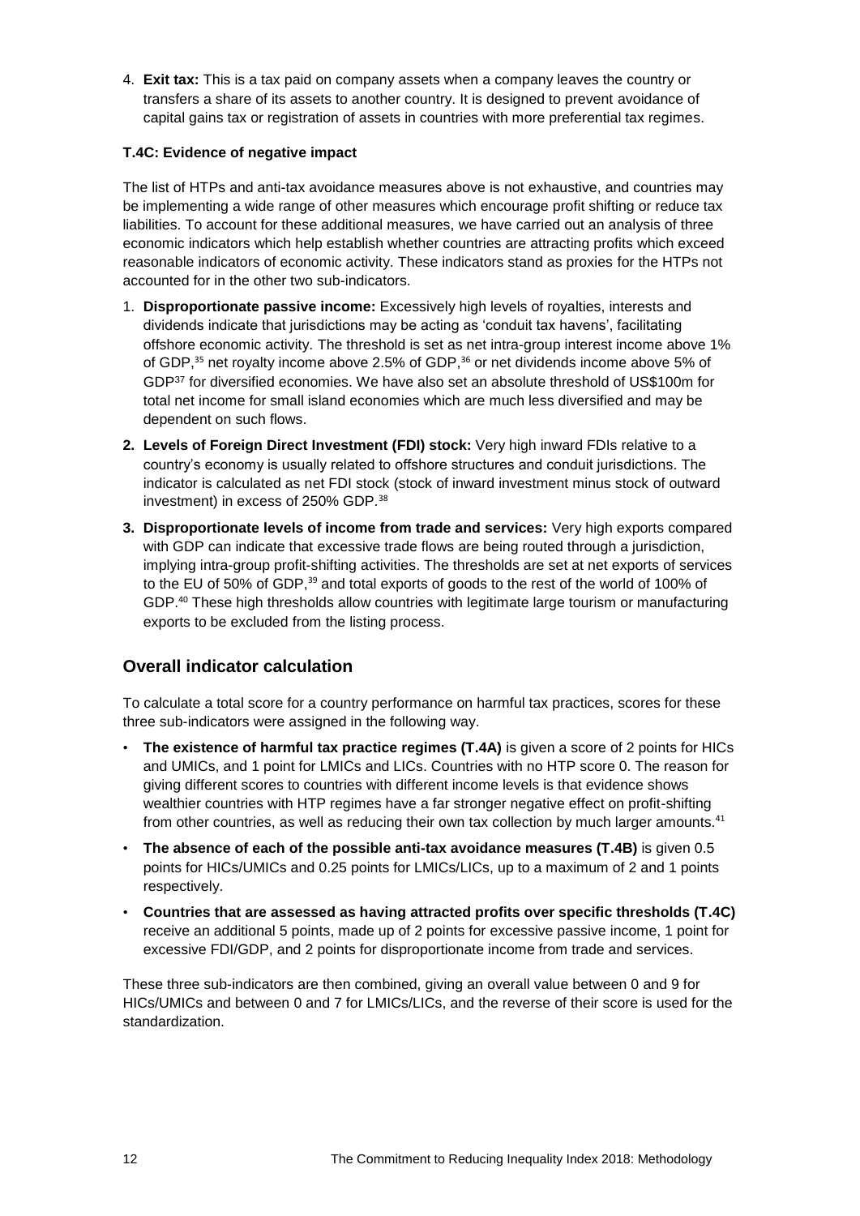4. **Exit tax:** This is a tax paid on company assets when a company leaves the country or transfers a share of its assets to another country. It is designed to prevent avoidance of capital gains tax or registration of assets in countries with more preferential tax regimes.

#### T.4C: Evidence of negative impact

The list of HTPs and anti-tax avoidance measures above is not exhaustive, and countries may be implementing a wide range of other measures which encourage profit shifting or reduce tax liabilities. To account for these additional measures, we have carried out an analysis of three economic indicators which help establish whether countries are attracting profits which exceed reasonable indicators of economic activity. These indicators stand as proxies for the HTPs not accounted for in the other two sub-indicators.

1. **Disproportionate passive income:** Excessively high levels of royalties, interests and dividends indicate that jurisdictions may be acting as 'conduit tax havens', facilitating offshore economic activity. The threshold is set as net intra-group interest income above 1% of GDP,[35] net royalty income above 2.5% of GDP,[36] or net dividends income above 5% of GDP[37] for diversified economies. We have also set an absolute threshold of US$100m for total net income for small island economies which are much less diversified and may be dependent on such flows.
2. **Levels of Foreign Direct Investment (FDI) stock:** Very high inward FDIs relative to a country's economy is usually related to offshore structures and conduit jurisdictions. The indicator is calculated as net FDI stock (stock of inward investment minus stock of outward investment) in excess of 250% GDP.[38]
3. **Disproportionate levels of income from trade and services:** Very high exports compared with GDP can indicate that excessive trade flows are being routed through a jurisdiction, implying intra-group profit-shifting activities. The thresholds are set at net exports of services to the EU of 50% of GDP,[39] and total exports of goods to the rest of the world of 100% of GDP.[40] These high thresholds allow countries with legitimate large tourism or manufacturing exports to be excluded from the listing process.

## Overall indicator calculation

To calculate a total score for a country performance on harmful tax practices, scores for these three sub-indicators were assigned in the following way.

- **The existence of harmful tax practice regimes (T.4A)** is given a score of 2 points for HICs and UMICs, and 1 point for LMICs and LICs. Countries with no HTP score 0. The reason for giving different scores to countries with different income levels is that evidence shows wealthier countries with HTP regimes have a far stronger negative effect on profit-shifting from other countries, as well as reducing their own tax collection by much larger amounts.[41]
- **The absence of each of the possible anti-tax avoidance measures (T.4B)** is given 0.5 points for HICs/UMICs and 0.25 points for LMICs/LICs, up to a maximum of 2 and 1 points respectively.
- **Countries that are assessed as having attracted profits over specific thresholds (T.4C)** receive an additional 5 points, made up of 2 points for excessive passive income, 1 point for excessive FDI/GDP, and 2 points for disproportionate income from trade and services.

These three sub-indicators are then combined, giving an overall value between 0 and 9 for HICs/UMICs and between 0 and 7 for LMICs/LICs, and the reverse of their score is used for the standardization.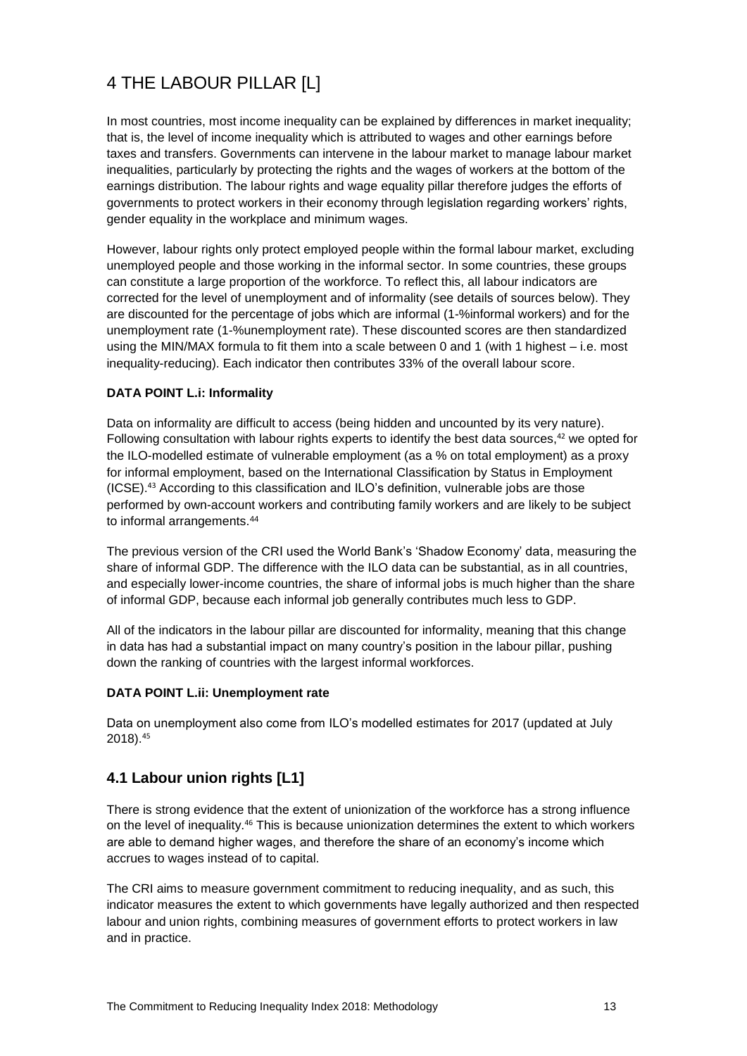# 4 THE LABOUR PILLAR [L]

In most countries, most income inequality can be explained by differences in market inequality; that is, the level of income inequality which is attributed to wages and other earnings before taxes and transfers. Governments can intervene in the labour market to manage labour market inequalities, particularly by protecting the rights and the wages of workers at the bottom of the earnings distribution. The labour rights and wage equality pillar therefore judges the efforts of governments to protect workers in their economy through legislation regarding workers' rights, gender equality in the workplace and minimum wages.

However, labour rights only protect employed people within the formal labour market, excluding unemployed people and those working in the informal sector. In some countries, these groups can constitute a large proportion of the workforce. To reflect this, all labour indicators are corrected for the level of unemployment and of informality (see details of sources below). They are discounted for the percentage of jobs which are informal (1-%informal workers) and for the unemployment rate (1-%unemployment rate). These discounted scores are then standardized using the MIN/MAX formula to fit them into a scale between 0 and 1 (with 1 highest – i.e. most inequality-reducing). Each indicator then contributes 33% of the overall labour score.

**DATA POINT L.i: Informality**

Data on informality are difficult to access (being hidden and uncounted by its very nature). Following consultation with labour rights experts to identify the best data sources,[42] we opted for the ILO-modelled estimate of vulnerable employment (as a % on total employment) as a proxy for informal employment, based on the International Classification by Status in Employment (ICSE).[43] According to this classification and ILO's definition, vulnerable jobs are those performed by own-account workers and contributing family workers and are likely to be subject to informal arrangements.[44]

The previous version of the CRI used the World Bank's 'Shadow Economy' data, measuring the share of informal GDP. The difference with the ILO data can be substantial, as in all countries, and especially lower-income countries, the share of informal jobs is much higher than the share of informal GDP, because each informal job generally contributes much less to GDP.

All of the indicators in the labour pillar are discounted for informality, meaning that this change in data has had a substantial impact on many country's position in the labour pillar, pushing down the ranking of countries with the largest informal workforces.

**DATA POINT L.ii: Unemployment rate**

Data on unemployment also come from ILO's modelled estimates for 2017 (updated at July 2018).[45]

## 4.1 Labour union rights [L1]

There is strong evidence that the extent of unionization of the workforce has a strong influence on the level of inequality.[46] This is because unionization determines the extent to which workers are able to demand higher wages, and therefore the share of an economy's income which accrues to wages instead of to capital.

The CRI aims to measure government commitment to reducing inequality, and as such, this indicator measures the extent to which governments have legally authorized and then respected labour and union rights, combining measures of government efforts to protect workers in law and in practice.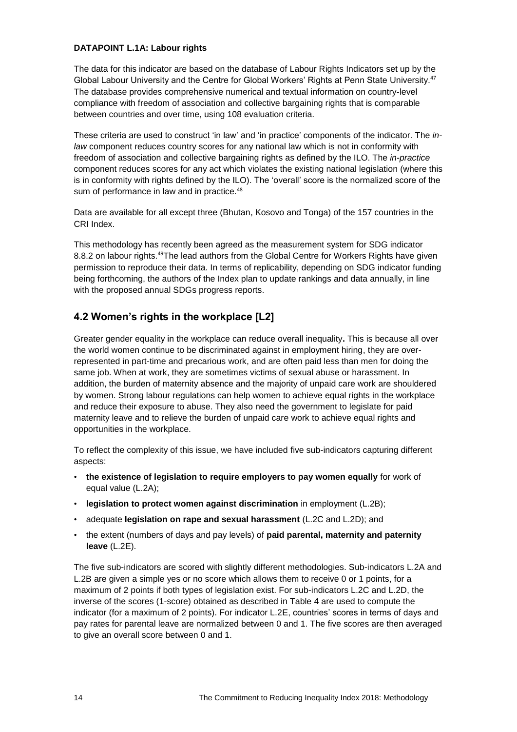**DATAPOINT L.1A: Labour rights**

The data for this indicator are based on the database of Labour Rights Indicators set up by the Global Labour University and the Centre for Global Workers' Rights at Penn State University.[47] The database provides comprehensive numerical and textual information on country-level compliance with freedom of association and collective bargaining rights that is comparable between countries and over time, using 108 evaluation criteria.

These criteria are used to construct 'in law' and 'in practice' components of the indicator. The *in-law* component reduces country scores for any national law which is not in conformity with freedom of association and collective bargaining rights as defined by the ILO. The *in-practice* component reduces scores for any act which violates the existing national legislation (where this is in conformity with rights defined by the ILO). The 'overall' score is the normalized score of the sum of performance in law and in practice.[48]

Data are available for all except three (Bhutan, Kosovo and Tonga) of the 157 countries in the CRI Index.

This methodology has recently been agreed as the measurement system for SDG indicator 8.8.2 on labour rights.[49] The lead authors from the Global Centre for Workers Rights have given permission to reproduce their data. In terms of replicability, depending on SDG indicator funding being forthcoming, the authors of the Index plan to update rankings and data annually, in line with the proposed annual SDGs progress reports.

## 4.2 Women's rights in the workplace [L2]

Greater gender equality in the workplace can reduce overall inequality**.** This is because all over the world women continue to be discriminated against in employment hiring, they are over-represented in part-time and precarious work, and are often paid less than men for doing the same job. When at work, they are sometimes victims of sexual abuse or harassment. In addition, the burden of maternity absence and the majority of unpaid care work are shouldered by women. Strong labour regulations can help women to achieve equal rights in the workplace and reduce their exposure to abuse. They also need the government to legislate for paid maternity leave and to relieve the burden of unpaid care work to achieve equal rights and opportunities in the workplace.

To reflect the complexity of this issue, we have included five sub-indicators capturing different aspects:

- **the existence of legislation to require employers to pay women equally** for work of equal value (L.2A);
- **legislation to protect women against discrimination** in employment (L.2B);
- adequate **legislation on rape and sexual harassment** (L.2C and L.2D); and
- the extent (numbers of days and pay levels) of **paid parental, maternity and paternity leave** (L.2E).

The five sub-indicators are scored with slightly different methodologies. Sub-indicators L.2A and L.2B are given a simple yes or no score which allows them to receive 0 or 1 points, for a maximum of 2 points if both types of legislation exist. For sub-indicators L.2C and L.2D, the inverse of the scores (1-score) obtained as described in Table 4 are used to compute the indicator (for a maximum of 2 points). For indicator L.2E, countries' scores in terms of days and pay rates for parental leave are normalized between 0 and 1. The five scores are then averaged to give an overall score between 0 and 1.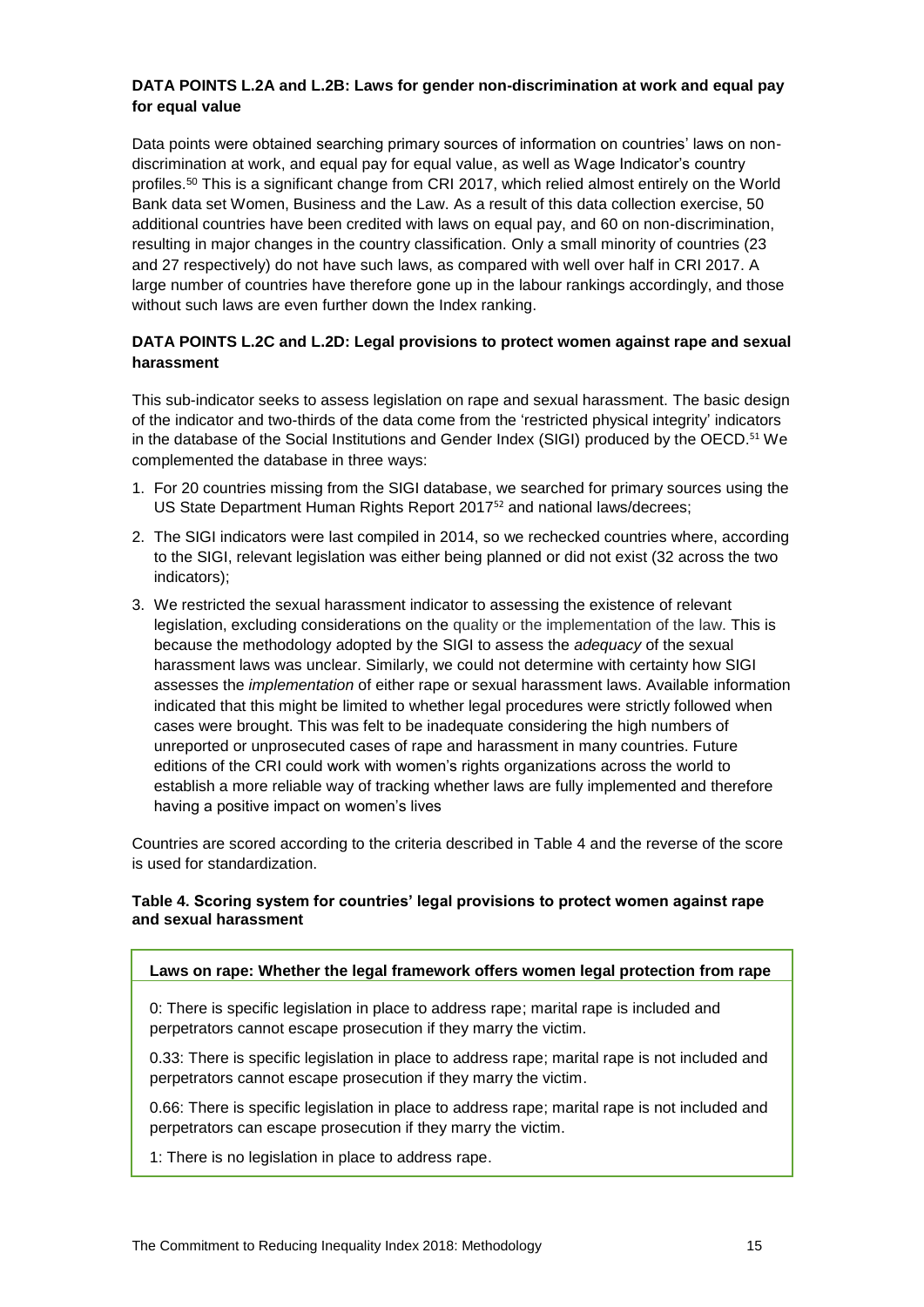**DATA POINTS L.2A and L.2B: Laws for gender non-discrimination at work and equal pay for equal value**

Data points were obtained searching primary sources of information on countries' laws on non-discrimination at work, and equal pay for equal value, as well as Wage Indicator's country profiles.[50] This is a significant change from CRI 2017, which relied almost entirely on the World Bank data set Women, Business and the Law. As a result of this data collection exercise, 50 additional countries have been credited with laws on equal pay, and 60 on non-discrimination, resulting in major changes in the country classification. Only a small minority of countries (23 and 27 respectively) do not have such laws, as compared with well over half in CRI 2017. A large number of countries have therefore gone up in the labour rankings accordingly, and those without such laws are even further down the Index ranking.

**DATA POINTS L.2C and L.2D: Legal provisions to protect women against rape and sexual harassment**

This sub-indicator seeks to assess legislation on rape and sexual harassment. The basic design of the indicator and two-thirds of the data come from the 'restricted physical integrity' indicators in the database of the Social Institutions and Gender Index (SIGI) produced by the OECD.[51] We complemented the database in three ways:

1. For 20 countries missing from the SIGI database, we searched for primary sources using the US State Department Human Rights Report 2017[52] and national laws/decrees;
2. The SIGI indicators were last compiled in 2014, so we rechecked countries where, according to the SIGI, relevant legislation was either being planned or did not exist (32 across the two indicators);
3. We restricted the sexual harassment indicator to assessing the existence of relevant legislation, excluding considerations on the quality or the implementation of the law. This is because the methodology adopted by the SIGI to assess the *adequacy* of the sexual harassment laws was unclear. Similarly, we could not determine with certainty how SIGI assesses the *implementation* of either rape or sexual harassment laws. Available information indicated that this might be limited to whether legal procedures were strictly followed when cases were brought. This was felt to be inadequate considering the high numbers of unreported or unprosecuted cases of rape and harassment in many countries. Future editions of the CRI could work with women's rights organizations across the world to establish a more reliable way of tracking whether laws are fully implemented and therefore having a positive impact on women's lives

Countries are scored according to the criteria described in Table 4 and the reverse of the score is used for standardization.

**Table 4. Scoring system for countries' legal provisions to protect women against rape and sexual harassment**

| **Laws on rape: Whether the legal framework offers women legal protection from rape** |
|---|
| 0: There is specific legislation in place to address rape; marital rape is included and perpetrators cannot escape prosecution if they marry the victim. |
| 0.33: There is specific legislation in place to address rape; marital rape is not included and perpetrators cannot escape prosecution if they marry the victim. |
| 0.66: There is specific legislation in place to address rape; marital rape is not included and perpetrators can escape prosecution if they marry the victim. |
| 1: There is no legislation in place to address rape. |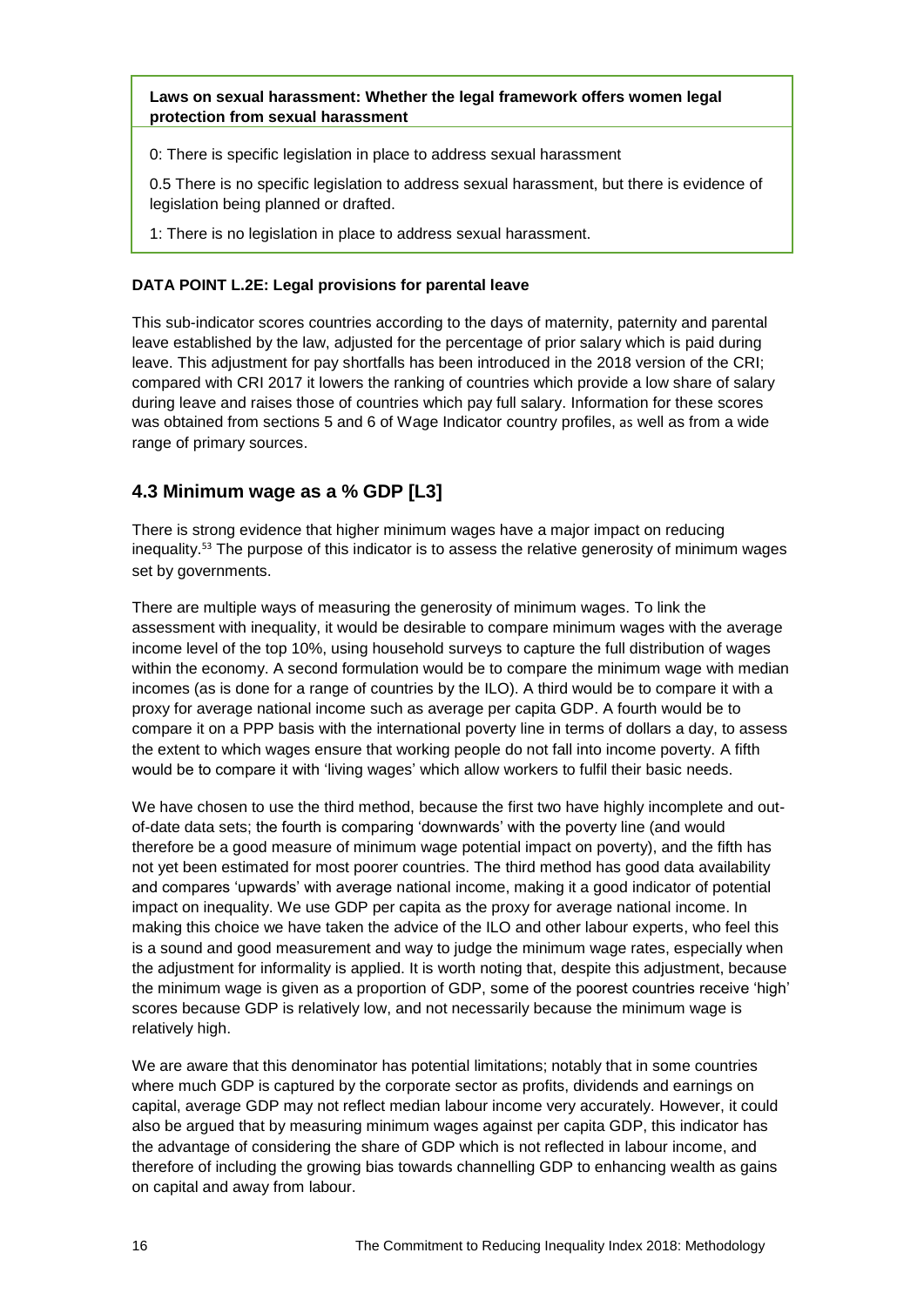**Laws on sexual harassment: Whether the legal framework offers women legal protection from sexual harassment**

0: There is specific legislation in place to address sexual harassment

0.5 There is no specific legislation to address sexual harassment, but there is evidence of legislation being planned or drafted.

1: There is no legislation in place to address sexual harassment.

**DATA POINT L.2E: Legal provisions for parental leave**

This sub-indicator scores countries according to the days of maternity, paternity and parental leave established by the law, adjusted for the percentage of prior salary which is paid during leave. This adjustment for pay shortfalls has been introduced in the 2018 version of the CRI; compared with CRI 2017 it lowers the ranking of countries which provide a low share of salary during leave and raises those of countries which pay full salary. Information for these scores was obtained from sections 5 and 6 of Wage Indicator country profiles, as well as from a wide range of primary sources.

## 4.3 Minimum wage as a % GDP [L3]

There is strong evidence that higher minimum wages have a major impact on reducing inequality.[53] The purpose of this indicator is to assess the relative generosity of minimum wages set by governments.

There are multiple ways of measuring the generosity of minimum wages. To link the assessment with inequality, it would be desirable to compare minimum wages with the average income level of the top 10%, using household surveys to capture the full distribution of wages within the economy. A second formulation would be to compare the minimum wage with median incomes (as is done for a range of countries by the ILO). A third would be to compare it with a proxy for average national income such as average per capita GDP. A fourth would be to compare it on a PPP basis with the international poverty line in terms of dollars a day, to assess the extent to which wages ensure that working people do not fall into income poverty. A fifth would be to compare it with 'living wages' which allow workers to fulfil their basic needs.

We have chosen to use the third method, because the first two have highly incomplete and out-of-date data sets; the fourth is comparing 'downwards' with the poverty line (and would therefore be a good measure of minimum wage potential impact on poverty), and the fifth has not yet been estimated for most poorer countries. The third method has good data availability and compares 'upwards' with average national income, making it a good indicator of potential impact on inequality. We use GDP per capita as the proxy for average national income. In making this choice we have taken the advice of the ILO and other labour experts, who feel this is a sound and good measurement and way to judge the minimum wage rates, especially when the adjustment for informality is applied. It is worth noting that, despite this adjustment, because the minimum wage is given as a proportion of GDP, some of the poorest countries receive 'high' scores because GDP is relatively low, and not necessarily because the minimum wage is relatively high.

We are aware that this denominator has potential limitations; notably that in some countries where much GDP is captured by the corporate sector as profits, dividends and earnings on capital, average GDP may not reflect median labour income very accurately. However, it could also be argued that by measuring minimum wages against per capita GDP, this indicator has the advantage of considering the share of GDP which is not reflected in labour income, and therefore of including the growing bias towards channelling GDP to enhancing wealth as gains on capital and away from labour.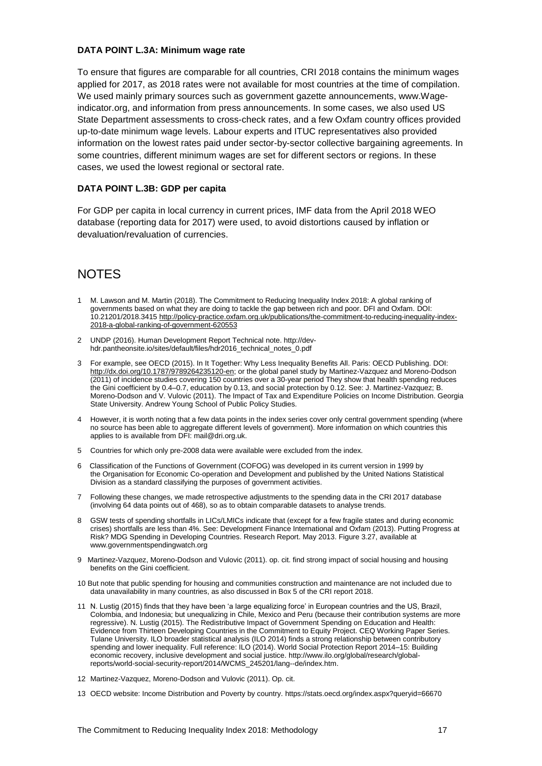#### DATA POINT L.3A: Minimum wage rate

To ensure that figures are comparable for all countries, CRI 2018 contains the minimum wages applied for 2017, as 2018 rates were not available for most countries at the time of compilation. We used mainly primary sources such as government gazette announcements, www.Wage-indicator.org, and information from press announcements. In some cases, we also used US State Department assessments to cross-check rates, and a few Oxfam country offices provided up-to-date minimum wage levels. Labour experts and ITUC representatives also provided information on the lowest rates paid under sector-by-sector collective bargaining agreements. In some countries, different minimum wages are set for different sectors or regions. In these cases, we used the lowest regional or sectoral rate.

#### DATA POINT L.3B: GDP per capita

For GDP per capita in local currency in current prices, IMF data from the April 2018 WEO database (reporting data for 2017) were used, to avoid distortions caused by inflation or devaluation/revaluation of currencies.

# NOTES

1 M. Lawson and M. Martin (2018). The Commitment to Reducing Inequality Index 2018: A global ranking of governments based on what they are doing to tackle the gap between rich and poor. DFI and Oxfam. DOI: 10.21201/2018.3415 http://policy-practice.oxfam.org.uk/publications/the-commitment-to-reducing-inequality-index-2018-a-global-ranking-of-government-620553

2 UNDP (2016). Human Development Report Technical note. http://dev-hdr.pantheonsite.io/sites/default/files/hdr2016_technical_notes_0.pdf

3 For example, see OECD (2015). In It Together: Why Less Inequality Benefits All. Paris: OECD Publishing. DOI: http://dx.doi.org/10.1787/9789264235120-en; or the global panel study by Martinez-Vazquez and Moreno-Dodson (2011) of incidence studies covering 150 countries over a 30-year period They show that health spending reduces the Gini coefficient by 0.4–0.7, education by 0.13, and social protection by 0.12. See: J. Martinez-Vazquez; B. Moreno-Dodson and V. Vulovic (2011). The Impact of Tax and Expenditure Policies on Income Distribution. Georgia State University. Andrew Young School of Public Policy Studies.

4 However, it is worth noting that a few data points in the index series cover only central government spending (where no source has been able to aggregate different levels of government). More information on which countries this applies to is available from DFI: mail@dri.org.uk.

5 Countries for which only pre-2008 data were available were excluded from the index.

6 Classification of the Functions of Government (COFOG) was developed in its current version in 1999 by the Organisation for Economic Co-operation and Development and published by the United Nations Statistical Division as a standard classifying the purposes of government activities.

7 Following these changes, we made retrospective adjustments to the spending data in the CRI 2017 database (involving 64 data points out of 468), so as to obtain comparable datasets to analyse trends.

8 GSW tests of spending shortfalls in LICs/LMICs indicate that (except for a few fragile states and during economic crises) shortfalls are less than 4%. See: Development Finance International and Oxfam (2013). Putting Progress at Risk? MDG Spending in Developing Countries. Research Report. May 2013. Figure 3.27, available at www.governmentspendingwatch.org

9 Martinez-Vazquez, Moreno-Dodson and Vulovic (2011). op. cit. find strong impact of social housing and housing benefits on the Gini coefficient.

10 But note that public spending for housing and communities construction and maintenance are not included due to data unavailability in many countries, as also discussed in Box 5 of the CRI report 2018.

11 N. Lustig (2015) finds that they have been 'a large equalizing force' in European countries and the US, Brazil, Colombia, and Indonesia; but unequalizing in Chile, Mexico and Peru (because their contribution systems are more regressive). N. Lustig (2015). The Redistributive Impact of Government Spending on Education and Health: Evidence from Thirteen Developing Countries in the Commitment to Equity Project. CEQ Working Paper Series. Tulane University. ILO broader statistical analysis (ILO 2014) finds a strong relationship between contributory spending and lower inequality. Full reference: ILO (2014). World Social Protection Report 2014–15: Building economic recovery, inclusive development and social justice. http://www.ilo.org/global/research/global-reports/world-social-security-report/2014/WCMS_245201/lang--de/index.htm.

12 Martinez-Vazquez, Moreno-Dodson and Vulovic (2011). Op. cit.

13 OECD website: Income Distribution and Poverty by country. https://stats.oecd.org/index.aspx?queryid=66670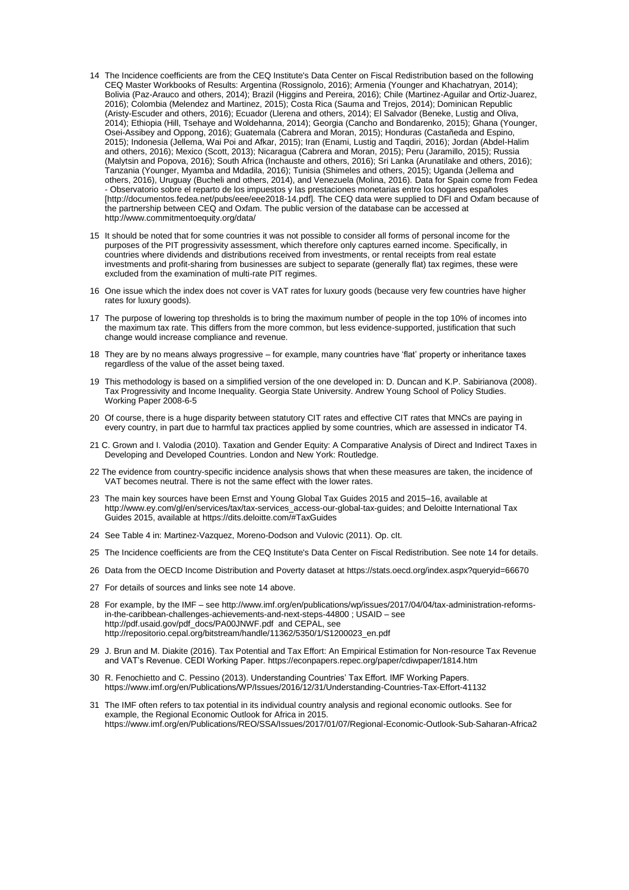14 The Incidence coefficients are from the CEQ Institute's Data Center on Fiscal Redistribution based on the following CEQ Master Workbooks of Results: Argentina (Rossignolo, 2016); Armenia (Younger and Khachatryan, 2014); Bolivia (Paz-Arauco and others, 2014); Brazil (Higgins and Pereira, 2016); Chile (Martinez-Aguilar and Ortiz-Juarez, 2016); Colombia (Melendez and Martinez, 2015); Costa Rica (Sauma and Trejos, 2014); Dominican Republic (Aristy-Escuder and others, 2016); Ecuador (Llerena and others, 2014); El Salvador (Beneke, Lustig and Oliva, 2014); Ethiopia (Hill, Tsehaye and Woldehanna, 2014); Georgia (Cancho and Bondarenko, 2015); Ghana (Younger, Osei-Assibey and Oppong, 2016); Guatemala (Cabrera and Moran, 2015); Honduras (Castañeda and Espino, 2015); Indonesia (Jellema, Wai Poi and Afkar, 2015); Iran (Enami, Lustig and Taqdiri, 2016); Jordan (Abdel-Halim and others, 2016); Mexico (Scott, 2013); Nicaragua (Cabrera and Moran, 2015); Peru (Jaramillo, 2015); Russia (Malytsin and Popova, 2016); South Africa (Inchauste and others, 2016); Sri Lanka (Arunatilake and others, 2016); Tanzania (Younger, Myamba and Mdadila, 2016); Tunisia (Shimeles and others, 2015); Uganda (Jellema and others, 2016), Uruguay (Bucheli and others, 2014), and Venezuela (Molina, 2016). Data for Spain come from Fedea - Observatorio sobre el reparto de los impuestos y las prestaciones monetarias entre los hogares españoles [http://documentos.fedea.net/pubs/eee/eee2018-14.pdf]. The CEQ data were supplied to DFI and Oxfam because of the partnership between CEQ and Oxfam. The public version of the database can be accessed at http://www.commitmentoequity.org/data/

15 It should be noted that for some countries it was not possible to consider all forms of personal income for the purposes of the PIT progressivity assessment, which therefore only captures earned income. Specifically, in countries where dividends and distributions received from investments, or rental receipts from real estate investments and profit-sharing from businesses are subject to separate (generally flat) tax regimes, these were excluded from the examination of multi-rate PIT regimes.

16 One issue which the index does not cover is VAT rates for luxury goods (because very few countries have higher rates for luxury goods).

17 The purpose of lowering top thresholds is to bring the maximum number of people in the top 10% of incomes into the maximum tax rate. This differs from the more common, but less evidence-supported, justification that such change would increase compliance and revenue.

18 They are by no means always progressive – for example, many countries have 'flat' property or inheritance taxes regardless of the value of the asset being taxed.

19 This methodology is based on a simplified version of the one developed in: D. Duncan and K.P. Sabirianova (2008). Tax Progressivity and Income Inequality. Georgia State University. Andrew Young School of Policy Studies. Working Paper 2008-6-5

20 Of course, there is a huge disparity between statutory CIT rates and effective CIT rates that MNCs are paying in every country, in part due to harmful tax practices applied by some countries, which are assessed in indicator T4.

21 C. Grown and I. Valodia (2010). Taxation and Gender Equity: A Comparative Analysis of Direct and Indirect Taxes in Developing and Developed Countries. London and New York: Routledge.

22 The evidence from country-specific incidence analysis shows that when these measures are taken, the incidence of VAT becomes neutral. There is not the same effect with the lower rates.

23 The main key sources have been Ernst and Young Global Tax Guides 2015 and 2015–16, available at http://www.ey.com/gl/en/services/tax/tax-services_access-our-global-tax-guides; and Deloitte International Tax Guides 2015, available at https://dits.deloitte.com/#TaxGuides

24 See Table 4 in: Martinez-Vazquez, Moreno-Dodson and Vulovic (2011). Op. cIt.

25 The Incidence coefficients are from the CEQ Institute's Data Center on Fiscal Redistribution. See note 14 for details.

26 Data from the OECD Income Distribution and Poverty dataset at https://stats.oecd.org/index.aspx?queryid=66670

27 For details of sources and links see note 14 above.

28 For example, by the IMF – see http://www.imf.org/en/publications/wp/issues/2017/04/04/tax-administration-reforms-in-the-caribbean-challenges-achievements-and-next-steps-44800 ; USAID – see http://pdf.usaid.gov/pdf_docs/PA00JNWF.pdf and CEPAL, see http://repositorio.cepal.org/bitstream/handle/11362/5350/1/S1200023_en.pdf

29 J. Brun and M. Diakite (2016). Tax Potential and Tax Effort: An Empirical Estimation for Non-resource Tax Revenue and VAT's Revenue. CEDI Working Paper. https://econpapers.repec.org/paper/cdiwpaper/1814.htm

30 R. Fenochietto and C. Pessino (2013). Understanding Countries' Tax Effort. IMF Working Papers. https://www.imf.org/en/Publications/WP/Issues/2016/12/31/Understanding-Countries-Tax-Effort-41132

31 The IMF often refers to tax potential in its individual country analysis and regional economic outlooks. See for example, the Regional Economic Outlook for Africa in 2015. https://www.imf.org/en/Publications/REO/SSA/Issues/2017/01/07/Regional-Economic-Outlook-Sub-Saharan-Africa2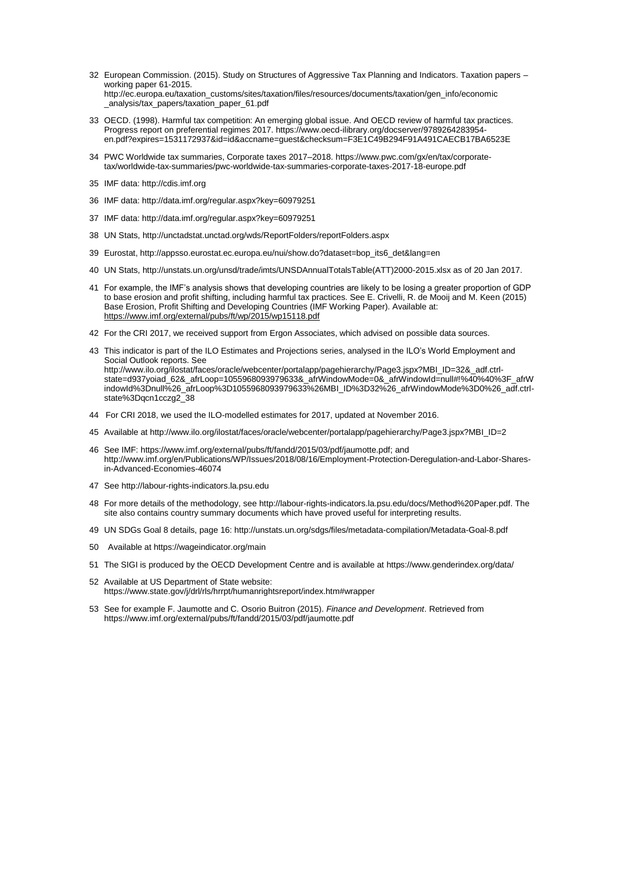32 European Commission. (2015). Study on Structures of Aggressive Tax Planning and Indicators. Taxation papers – working paper 61-2015. http://ec.europa.eu/taxation_customs/sites/taxation/files/resources/documents/taxation/gen_info/economic_analysis/tax_papers/taxation_paper_61.pdf

33 OECD. (1998). Harmful tax competition: An emerging global issue. And OECD review of harmful tax practices. Progress report on preferential regimes 2017. https://www.oecd-ilibrary.org/docserver/9789264283954-en.pdf?expires=1531172937&id=id&accname=guest&checksum=F3E1C49B294F91A491CAECB17BA6523E

34 PWC Worldwide tax summaries, Corporate taxes 2017–2018. https://www.pwc.com/gx/en/tax/corporate-tax/worldwide-tax-summaries/pwc-worldwide-tax-summaries-corporate-taxes-2017-18-europe.pdf

35 IMF data: http://cdis.imf.org

36 IMF data: http://data.imf.org/regular.aspx?key=60979251

37 IMF data: http://data.imf.org/regular.aspx?key=60979251

38 UN Stats, http://unctadstat.unctad.org/wds/ReportFolders/reportFolders.aspx

39 Eurostat, http://appsso.eurostat.ec.europa.eu/nui/show.do?dataset=bop_its6_det&lang=en

40 UN Stats, http://unstats.un.org/unsd/trade/imts/UNSDAnnualTotalsTable(ATT)2000-2015.xlsx as of 20 Jan 2017.

41 For example, the IMF's analysis shows that developing countries are likely to be losing a greater proportion of GDP to base erosion and profit shifting, including harmful tax practices. See E. Crivelli, R. de Mooij and M. Keen (2015) Base Erosion, Profit Shifting and Developing Countries (IMF Working Paper). Available at: https://www.imf.org/external/pubs/ft/wp/2015/wp15118.pdf

42 For the CRI 2017, we received support from Ergon Associates, which advised on possible data sources.

43 This indicator is part of the ILO Estimates and Projections series, analysed in the ILO's World Employment and Social Outlook reports. See http://www.ilo.org/ilostat/faces/oracle/webcenter/portalapp/pagehierarchy/Page3.jspx?MBI_ID=32&_adf.ctrl-state=d937yoiad_62&_afrLoop=1055968093979633&_afrWindowMode=0&_afrWindowId=null#!%40%40%3F_afrWindowId%3Dnull%26_afrLoop%3D1055968093979633%26MBI_ID%3D32%26_afrWindowMode%3D0%26_adf.ctrl-state%3Dqcn1cczg2_38

44 For CRI 2018, we used the ILO-modelled estimates for 2017, updated at November 2016.

45 Available at http://www.ilo.org/ilostat/faces/oracle/webcenter/portalapp/pagehierarchy/Page3.jspx?MBI_ID=2

46 See IMF: https://www.imf.org/external/pubs/ft/fandd/2015/03/pdf/jaumotte.pdf; and http://www.imf.org/en/Publications/WP/Issues/2018/08/16/Employment-Protection-Deregulation-and-Labor-Shares-in-Advanced-Economies-46074

47 See http://labour-rights-indicators.la.psu.edu

48 For more details of the methodology, see http://labour-rights-indicators.la.psu.edu/docs/Method%20Paper.pdf. The site also contains country summary documents which have proved useful for interpreting results.

49 UN SDGs Goal 8 details, page 16: http://unstats.un.org/sdgs/files/metadata-compilation/Metadata-Goal-8.pdf

50 Available at https://wageindicator.org/main

51 The SIGI is produced by the OECD Development Centre and is available at https://www.genderindex.org/data/

52 Available at US Department of State website: https://www.state.gov/j/drl/rls/hrrpt/humanrightsreport/index.htm#wrapper

53 See for example F. Jaumotte and C. Osorio Buitron (2015). *Finance and Development*. Retrieved from https://www.imf.org/external/pubs/ft/fandd/2015/03/pdf/jaumotte.pdf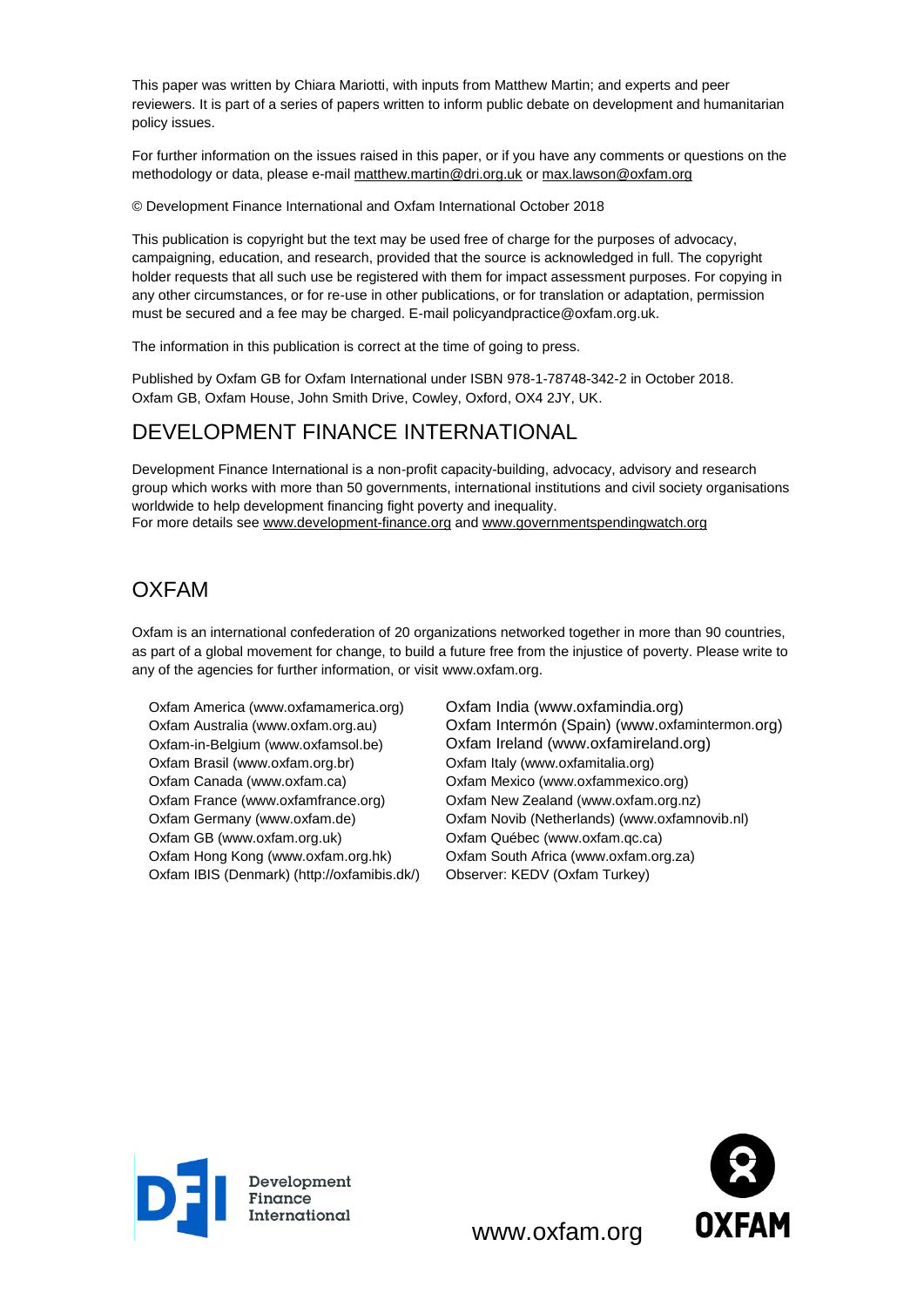This paper was written by Chiara Mariotti, with inputs from Matthew Martin; and experts and peer reviewers. It is part of a series of papers written to inform public debate on development and humanitarian policy issues.

For further information on the issues raised in this paper, or if you have any comments or questions on the methodology or data, please e-mail matthew.martin@dri.org.uk or max.lawson@oxfam.org

© Development Finance International and Oxfam International October 2018

This publication is copyright but the text may be used free of charge for the purposes of advocacy, campaigning, education, and research, provided that the source is acknowledged in full. The copyright holder requests that all such use be registered with them for impact assessment purposes. For copying in any other circumstances, or for re-use in other publications, or for translation or adaptation, permission must be secured and a fee may be charged. E-mail policyandpractice@oxfam.org.uk.

The information in this publication is correct at the time of going to press.

Published by Oxfam GB for Oxfam International under ISBN 978-1-78748-342-2 in October 2018. Oxfam GB, Oxfam House, John Smith Drive, Cowley, Oxford, OX4 2JY, UK.

## DEVELOPMENT FINANCE INTERNATIONAL

Development Finance International is a non-profit capacity-building, advocacy, advisory and research group which works with more than 50 governments, international institutions and civil society organisations worldwide to help development financing fight poverty and inequality.
For more details see www.development-finance.org and www.governmentspendingwatch.org

## OXFAM

Oxfam is an international confederation of 20 organizations networked together in more than 90 countries, as part of a global movement for change, to build a future free from the injustice of poverty. Please write to any of the agencies for further information, or visit www.oxfam.org.

Oxfam America (www.oxfamamerica.org)
Oxfam Australia (www.oxfam.org.au)
Oxfam-in-Belgium (www.oxfamsol.be)
Oxfam Brasil (www.oxfam.org.br)
Oxfam Canada (www.oxfam.ca)
Oxfam France (www.oxfamfrance.org)
Oxfam Germany (www.oxfam.de)
Oxfam GB (www.oxfam.org.uk)
Oxfam Hong Kong (www.oxfam.org.hk)
Oxfam IBIS (Denmark) (http://oxfamibis.dk/)
Oxfam India (www.oxfamindia.org)
Oxfam Intermón (Spain) (www.oxfamintermon.org)
Oxfam Ireland (www.oxfamireland.org)
Oxfam Italy (www.oxfamitalia.org)
Oxfam Mexico (www.oxfammexico.org)
Oxfam New Zealand (www.oxfam.org.nz)
Oxfam Novib (Netherlands) (www.oxfamnovib.nl)
Oxfam Québec (www.oxfam.qc.ca)
Oxfam South Africa (www.oxfam.org.za)
Observer: KEDV (Oxfam Turkey)

Development Finance International

www.oxfam.org

OXFAM